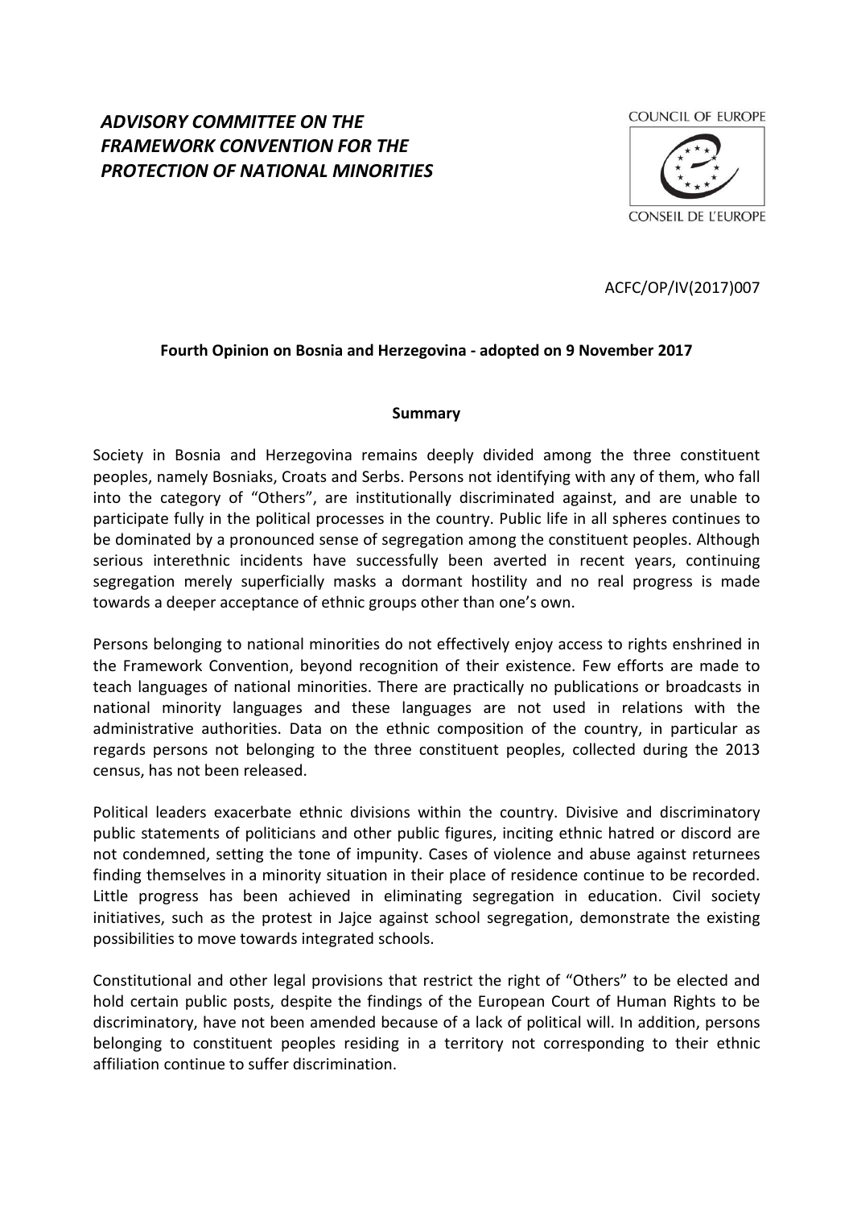# *ADVISORY COMMITTEE ON THE FRAMEWORK CONVENTION FOR THE PROTECTION OF NATIONAL MINORITIES*

COUNCIL OF EUROPE

CONSEIL DE L'EUROPE

ACFC/OP/IV(2017)007

**Fourth Opinion on Bosnia and Herzegovina - adopted on 9 November 2017**

## Summary

Society in Bosnia and Herzegovina remains deeply divided among the three constituent peoples, namely Bosniaks, Croats and Serbs. Persons not identifying with any of them, who fall into the category of "Others", are institutionally discriminated against, and are unable to participate fully in the political processes in the country. Public life in all spheres continues to be dominated by a pronounced sense of segregation among the constituent peoples. Although serious interethnic incidents have successfully been averted in recent years, continuing segregation merely superficially masks a dormant hostility and no real progress is made towards a deeper acceptance of ethnic groups other than one's own.

Persons belonging to national minorities do not effectively enjoy access to rights enshrined in the Framework Convention, beyond recognition of their existence. Few efforts are made to teach languages of national minorities. There are practically no publications or broadcasts in national minority languages and these languages are not used in relations with the administrative authorities. Data on the ethnic composition of the country, in particular as regards persons not belonging to the three constituent peoples, collected during the 2013 census, has not been released.

Political leaders exacerbate ethnic divisions within the country. Divisive and discriminatory public statements of politicians and other public figures, inciting ethnic hatred or discord are not condemned, setting the tone of impunity. Cases of violence and abuse against returnees finding themselves in a minority situation in their place of residence continue to be recorded. Little progress has been achieved in eliminating segregation in education. Civil society initiatives, such as the protest in Jajce against school segregation, demonstrate the existing possibilities to move towards integrated schools.

Constitutional and other legal provisions that restrict the right of "Others" to be elected and hold certain public posts, despite the findings of the European Court of Human Rights to be discriminatory, have not been amended because of a lack of political will. In addition, persons belonging to constituent peoples residing in a territory not corresponding to their ethnic affiliation continue to suffer discrimination.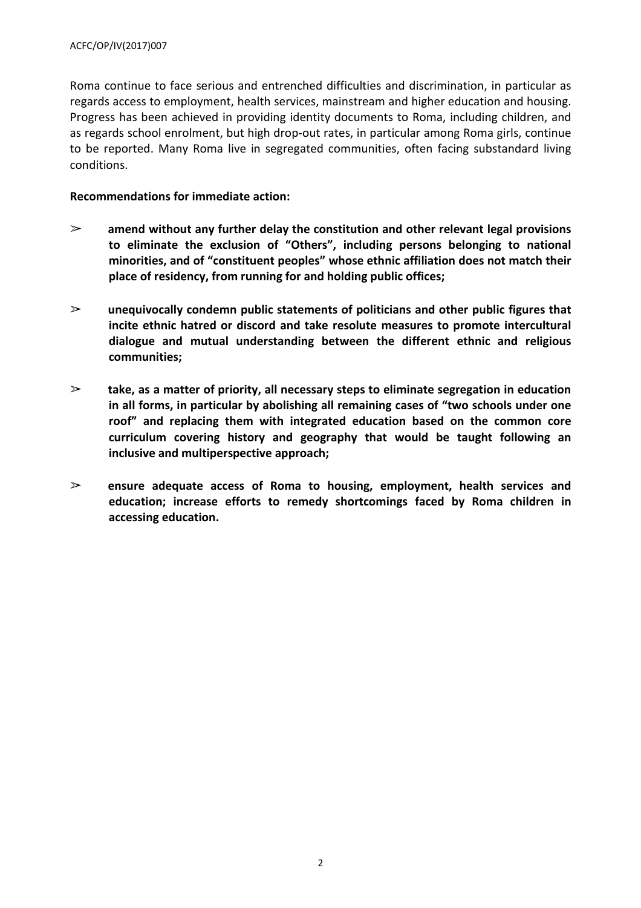Roma continue to face serious and entrenched difficulties and discrimination, in particular as regards access to employment, health services, mainstream and higher education and housing. Progress has been achieved in providing identity documents to Roma, including children, and as regards school enrolment, but high drop-out rates, in particular among Roma girls, continue to be reported. Many Roma live in segregated communities, often facing substandard living conditions.

**Recommendations for immediate action:**

- **amend without any further delay the constitution and other relevant legal provisions to eliminate the exclusion of "Others", including persons belonging to national minorities, and of "constituent peoples" whose ethnic affiliation does not match their place of residency, from running for and holding public offices;**

- **unequivocally condemn public statements of politicians and other public figures that incite ethnic hatred or discord and take resolute measures to promote intercultural dialogue and mutual understanding between the different ethnic and religious communities;**

- **take, as a matter of priority, all necessary steps to eliminate segregation in education in all forms, in particular by abolishing all remaining cases of "two schools under one roof" and replacing them with integrated education based on the common core curriculum covering history and geography that would be taught following an inclusive and multiperspective approach;**

- **ensure adequate access of Roma to housing, employment, health services and education; increase efforts to remedy shortcomings faced by Roma children in accessing education.**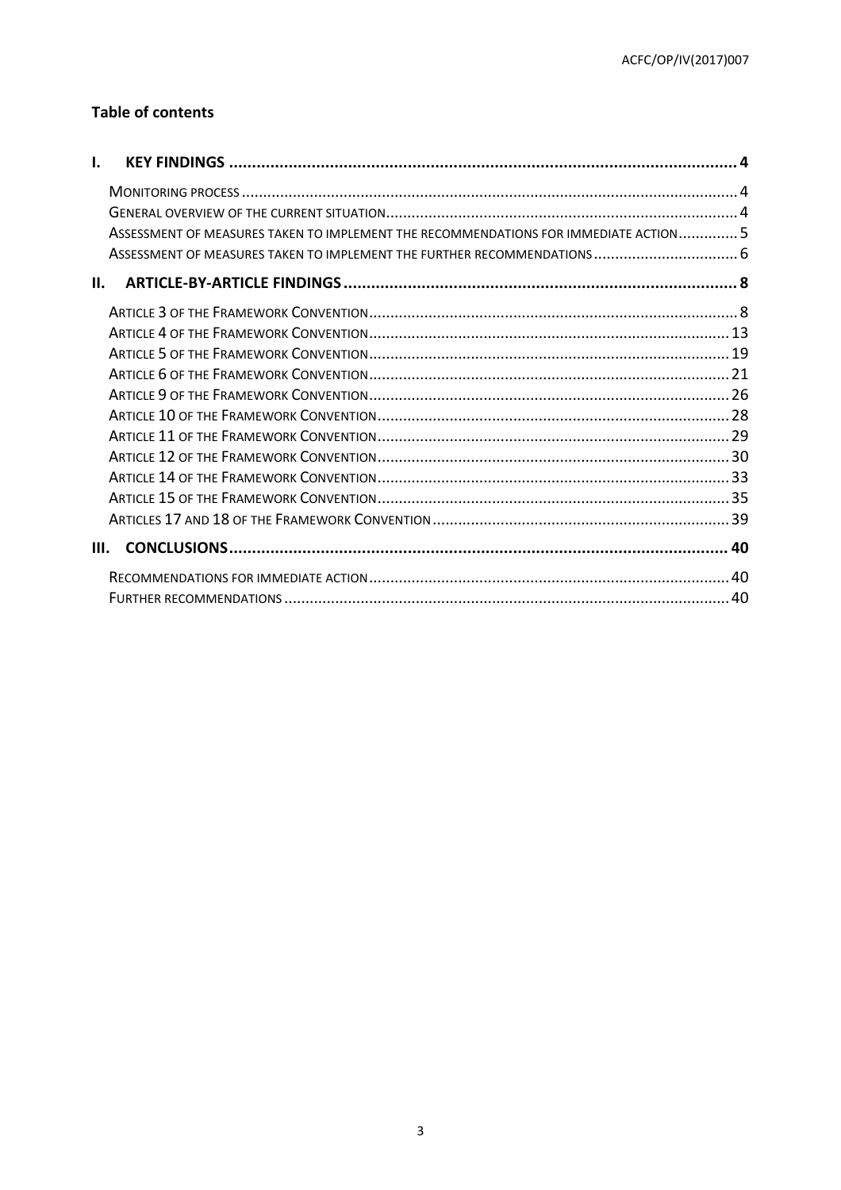## Table of contents

**I. KEY FINDINGS** .......... 4

- Monitoring process .......... 4
- General overview of the current situation .......... 4
- Assessment of measures taken to implement the recommendations for immediate action .......... 5
- Assessment of measures taken to implement the further recommendations .......... 6

**II. ARTICLE-BY-ARTICLE FINDINGS** .......... 8

- Article 3 of the Framework Convention .......... 8
- Article 4 of the Framework Convention .......... 13
- Article 5 of the Framework Convention .......... 19
- Article 6 of the Framework Convention .......... 21
- Article 9 of the Framework Convention .......... 26
- Article 10 of the Framework Convention .......... 28
- Article 11 of the Framework Convention .......... 29
- Article 12 of the Framework Convention .......... 30
- Article 14 of the Framework Convention .......... 33
- Article 15 of the Framework Convention .......... 35
- Articles 17 and 18 of the Framework Convention .......... 39

**III. CONCLUSIONS** .......... 40

- Recommendations for immediate action .......... 40
- Further recommendations .......... 40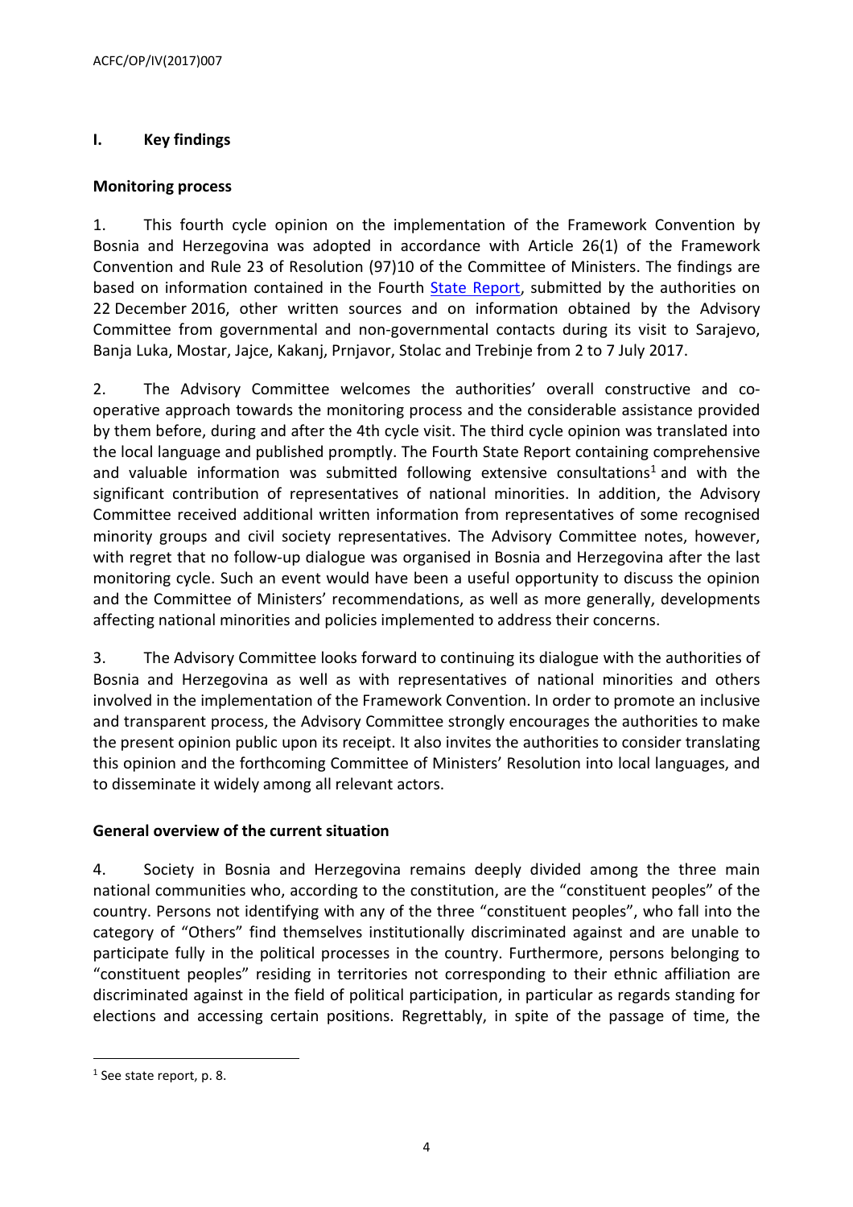## I. Key findings

### Monitoring process

1. This fourth cycle opinion on the implementation of the Framework Convention by Bosnia and Herzegovina was adopted in accordance with Article 26(1) of the Framework Convention and Rule 23 of Resolution (97)10 of the Committee of Ministers. The findings are based on information contained in the Fourth State Report, submitted by the authorities on 22 December 2016, other written sources and on information obtained by the Advisory Committee from governmental and non-governmental contacts during its visit to Sarajevo, Banja Luka, Mostar, Jajce, Kakanj, Prnjavor, Stolac and Trebinje from 2 to 7 July 2017.

2. The Advisory Committee welcomes the authorities' overall constructive and co-operative approach towards the monitoring process and the considerable assistance provided by them before, during and after the 4th cycle visit. The third cycle opinion was translated into the local language and published promptly. The Fourth State Report containing comprehensive and valuable information was submitted following extensive consultations[1] and with the significant contribution of representatives of national minorities. In addition, the Advisory Committee received additional written information from representatives of some recognised minority groups and civil society representatives. The Advisory Committee notes, however, with regret that no follow-up dialogue was organised in Bosnia and Herzegovina after the last monitoring cycle. Such an event would have been a useful opportunity to discuss the opinion and the Committee of Ministers' recommendations, as well as more generally, developments affecting national minorities and policies implemented to address their concerns.

3. The Advisory Committee looks forward to continuing its dialogue with the authorities of Bosnia and Herzegovina as well as with representatives of national minorities and others involved in the implementation of the Framework Convention. In order to promote an inclusive and transparent process, the Advisory Committee strongly encourages the authorities to make the present opinion public upon its receipt. It also invites the authorities to consider translating this opinion and the forthcoming Committee of Ministers' Resolution into local languages, and to disseminate it widely among all relevant actors.

### General overview of the current situation

4. Society in Bosnia and Herzegovina remains deeply divided among the three main national communities who, according to the constitution, are the "constituent peoples" of the country. Persons not identifying with any of the three "constituent peoples", who fall into the category of "Others" find themselves institutionally discriminated against and are unable to participate fully in the political processes in the country. Furthermore, persons belonging to "constituent peoples" residing in territories not corresponding to their ethnic affiliation are discriminated against in the field of political participation, in particular as regards standing for elections and accessing certain positions. Regrettably, in spite of the passage of time, the

---

[1] See state report, p. 8.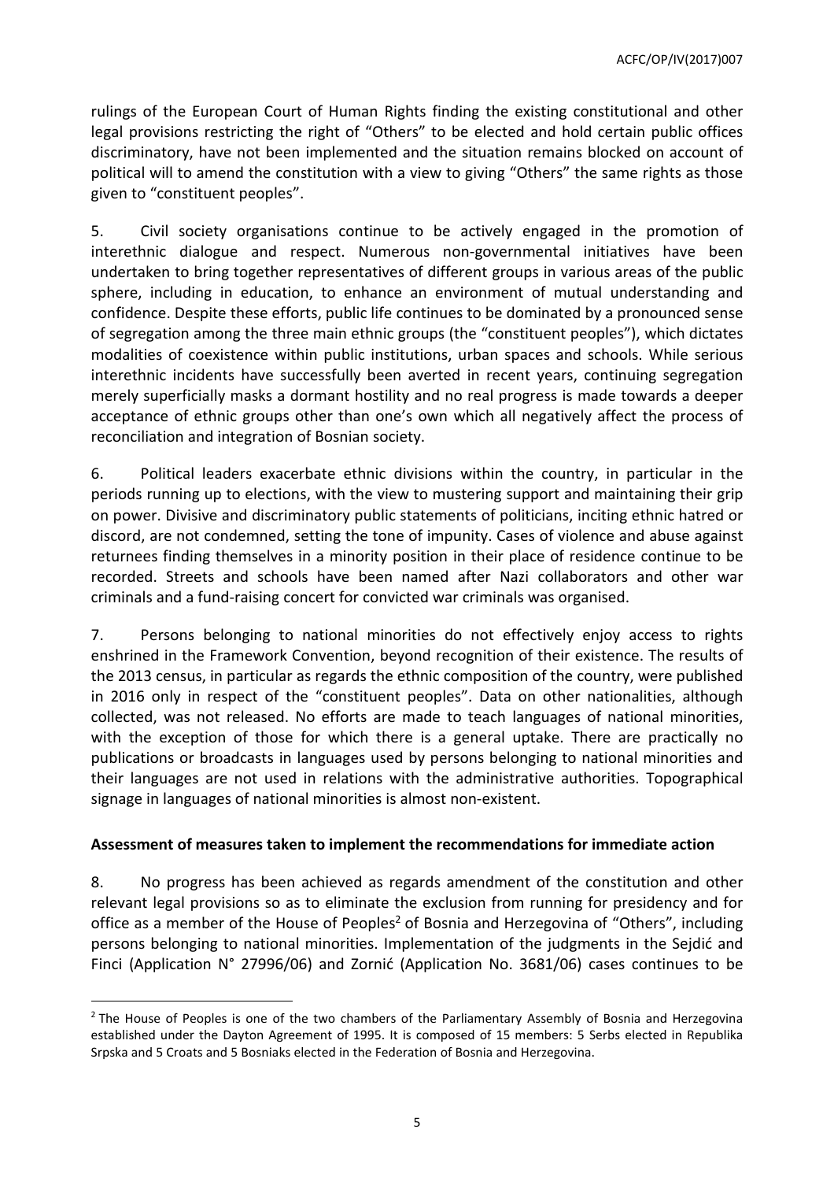rulings of the European Court of Human Rights finding the existing constitutional and other legal provisions restricting the right of "Others" to be elected and hold certain public offices discriminatory, have not been implemented and the situation remains blocked on account of political will to amend the constitution with a view to giving "Others" the same rights as those given to "constituent peoples".

5. Civil society organisations continue to be actively engaged in the promotion of interethnic dialogue and respect. Numerous non-governmental initiatives have been undertaken to bring together representatives of different groups in various areas of the public sphere, including in education, to enhance an environment of mutual understanding and confidence. Despite these efforts, public life continues to be dominated by a pronounced sense of segregation among the three main ethnic groups (the "constituent peoples"), which dictates modalities of coexistence within public institutions, urban spaces and schools. While serious interethnic incidents have successfully been averted in recent years, continuing segregation merely superficially masks a dormant hostility and no real progress is made towards a deeper acceptance of ethnic groups other than one's own which all negatively affect the process of reconciliation and integration of Bosnian society.

6. Political leaders exacerbate ethnic divisions within the country, in particular in the periods running up to elections, with the view to mustering support and maintaining their grip on power. Divisive and discriminatory public statements of politicians, inciting ethnic hatred or discord, are not condemned, setting the tone of impunity. Cases of violence and abuse against returnees finding themselves in a minority position in their place of residence continue to be recorded. Streets and schools have been named after Nazi collaborators and other war criminals and a fund-raising concert for convicted war criminals was organised.

7. Persons belonging to national minorities do not effectively enjoy access to rights enshrined in the Framework Convention, beyond recognition of their existence. The results of the 2013 census, in particular as regards the ethnic composition of the country, were published in 2016 only in respect of the "constituent peoples". Data on other nationalities, although collected, was not released. No efforts are made to teach languages of national minorities, with the exception of those for which there is a general uptake. There are practically no publications or broadcasts in languages used by persons belonging to national minorities and their languages are not used in relations with the administrative authorities. Topographical signage in languages of national minorities is almost non-existent.

**Assessment of measures taken to implement the recommendations for immediate action**

8. No progress has been achieved as regards amendment of the constitution and other relevant legal provisions so as to eliminate the exclusion from running for presidency and for office as a member of the House of Peoples[2] of Bosnia and Herzegovina of "Others", including persons belonging to national minorities. Implementation of the judgments in the Sejdić and Finci (Application N° 27996/06) and Zornić (Application No. 3681/06) cases continues to be

[2] The House of Peoples is one of the two chambers of the Parliamentary Assembly of Bosnia and Herzegovina established under the Dayton Agreement of 1995. It is composed of 15 members: 5 Serbs elected in Republika Srpska and 5 Croats and 5 Bosniaks elected in the Federation of Bosnia and Herzegovina.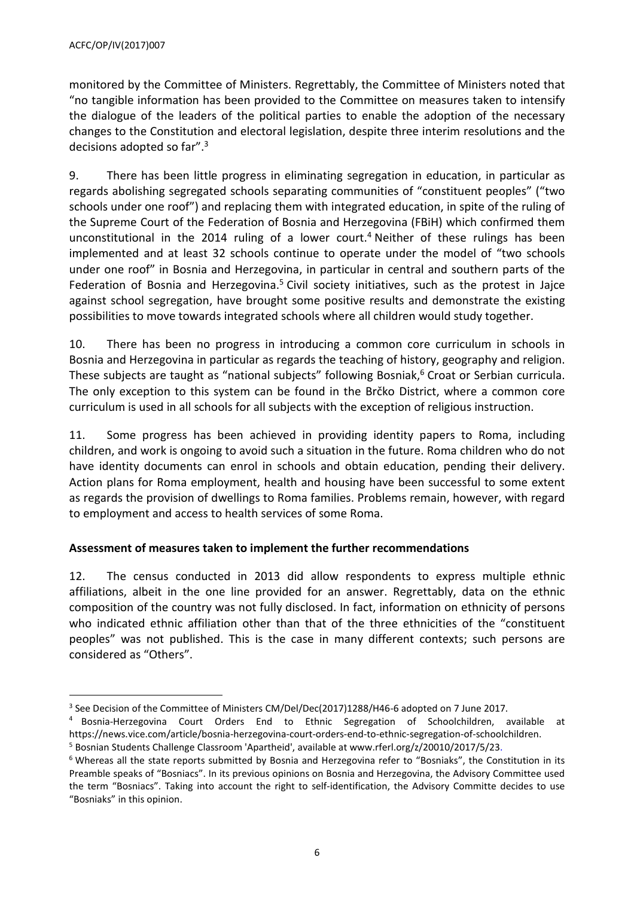monitored by the Committee of Ministers. Regrettably, the Committee of Ministers noted that "no tangible information has been provided to the Committee on measures taken to intensify the dialogue of the leaders of the political parties to enable the adoption of the necessary changes to the Constitution and electoral legislation, despite three interim resolutions and the decisions adopted so far".[3]

9. There has been little progress in eliminating segregation in education, in particular as regards abolishing segregated schools separating communities of "constituent peoples" ("two schools under one roof") and replacing them with integrated education, in spite of the ruling of the Supreme Court of the Federation of Bosnia and Herzegovina (FBiH) which confirmed them unconstitutional in the 2014 ruling of a lower court.[4] Neither of these rulings has been implemented and at least 32 schools continue to operate under the model of "two schools under one roof" in Bosnia and Herzegovina, in particular in central and southern parts of the Federation of Bosnia and Herzegovina.[5] Civil society initiatives, such as the protest in Jajce against school segregation, have brought some positive results and demonstrate the existing possibilities to move towards integrated schools where all children would study together.

10. There has been no progress in introducing a common core curriculum in schools in Bosnia and Herzegovina in particular as regards the teaching of history, geography and religion. These subjects are taught as "national subjects" following Bosniak,[6] Croat or Serbian curricula. The only exception to this system can be found in the Brčko District, where a common core curriculum is used in all schools for all subjects with the exception of religious instruction.

11. Some progress has been achieved in providing identity papers to Roma, including children, and work is ongoing to avoid such a situation in the future. Roma children who do not have identity documents can enrol in schools and obtain education, pending their delivery. Action plans for Roma employment, health and housing have been successful to some extent as regards the provision of dwellings to Roma families. Problems remain, however, with regard to employment and access to health services of some Roma.

**Assessment of measures taken to implement the further recommendations**

12. The census conducted in 2013 did allow respondents to express multiple ethnic affiliations, albeit in the one line provided for an answer. Regrettably, data on the ethnic composition of the country was not fully disclosed. In fact, information on ethnicity of persons who indicated ethnic affiliation other than that of the three ethnicities of the "constituent peoples" was not published. This is the case in many different contexts; such persons are considered as "Others".

---

[3] See Decision of the Committee of Ministers CM/Del/Dec(2017)1288/H46-6 adopted on 7 June 2017.

[4] Bosnia-Herzegovina Court Orders End to Ethnic Segregation of Schoolchildren, available at https://news.vice.com/article/bosnia-herzegovina-court-orders-end-to-ethnic-segregation-of-schoolchildren.

[5] Bosnian Students Challenge Classroom 'Apartheid', available at www.rferl.org/z/20010/2017/5/23.

[6] Whereas all the state reports submitted by Bosnia and Herzegovina refer to "Bosniaks", the Constitution in its Preamble speaks of "Bosniacs". In its previous opinions on Bosnia and Herzegovina, the Advisory Committee used the term "Bosniacs". Taking into account the right to self-identification, the Advisory Committe decides to use "Bosniaks" in this opinion.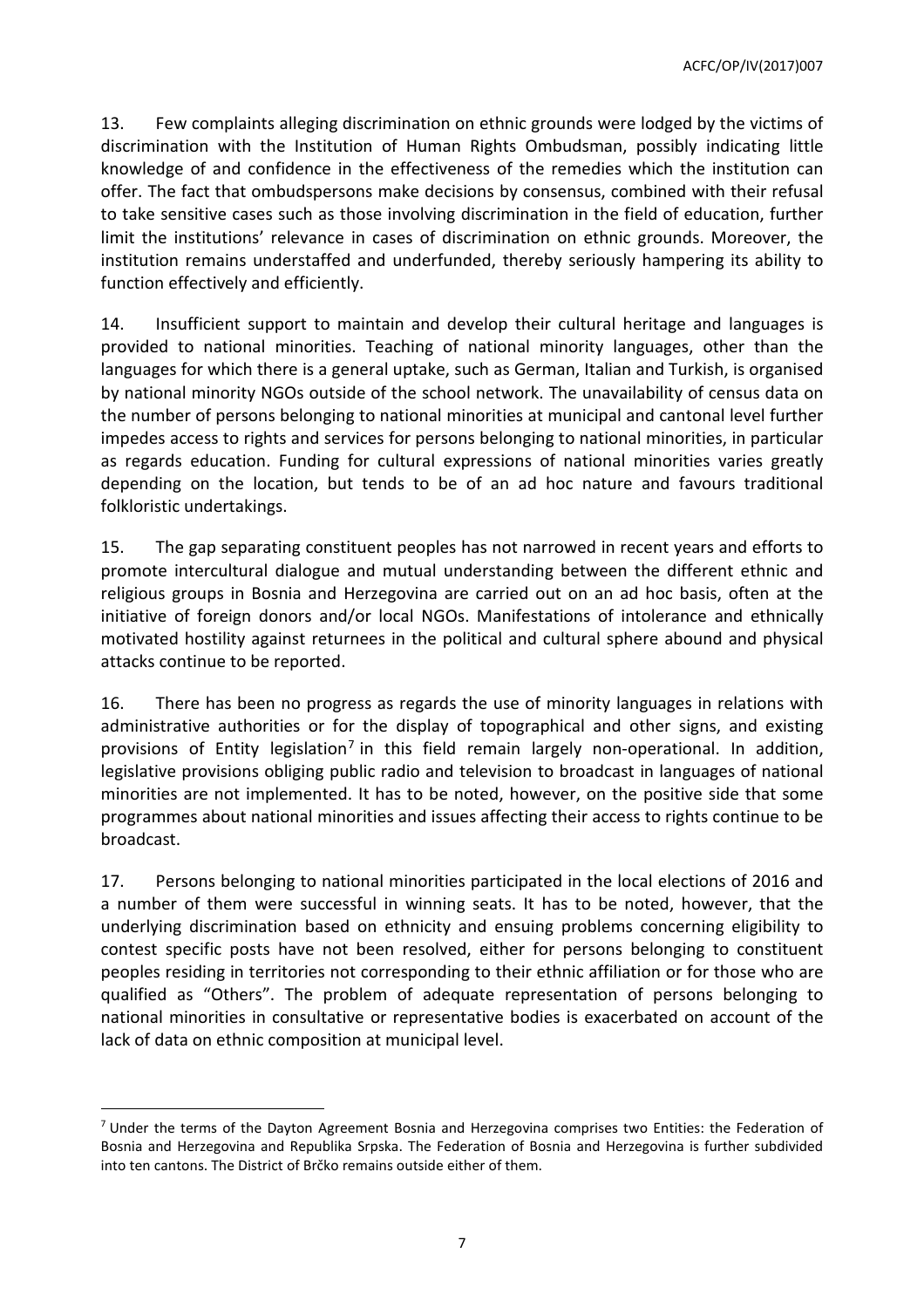13. Few complaints alleging discrimination on ethnic grounds were lodged by the victims of discrimination with the Institution of Human Rights Ombudsman, possibly indicating little knowledge of and confidence in the effectiveness of the remedies which the institution can offer. The fact that ombudspersons make decisions by consensus, combined with their refusal to take sensitive cases such as those involving discrimination in the field of education, further limit the institutions' relevance in cases of discrimination on ethnic grounds. Moreover, the institution remains understaffed and underfunded, thereby seriously hampering its ability to function effectively and efficiently.

14. Insufficient support to maintain and develop their cultural heritage and languages is provided to national minorities. Teaching of national minority languages, other than the languages for which there is a general uptake, such as German, Italian and Turkish, is organised by national minority NGOs outside of the school network. The unavailability of census data on the number of persons belonging to national minorities at municipal and cantonal level further impedes access to rights and services for persons belonging to national minorities, in particular as regards education. Funding for cultural expressions of national minorities varies greatly depending on the location, but tends to be of an ad hoc nature and favours traditional folkloristic undertakings.

15. The gap separating constituent peoples has not narrowed in recent years and efforts to promote intercultural dialogue and mutual understanding between the different ethnic and religious groups in Bosnia and Herzegovina are carried out on an ad hoc basis, often at the initiative of foreign donors and/or local NGOs. Manifestations of intolerance and ethnically motivated hostility against returnees in the political and cultural sphere abound and physical attacks continue to be reported.

16. There has been no progress as regards the use of minority languages in relations with administrative authorities or for the display of topographical and other signs, and existing provisions of Entity legislation[7] in this field remain largely non-operational. In addition, legislative provisions obliging public radio and television to broadcast in languages of national minorities are not implemented. It has to be noted, however, on the positive side that some programmes about national minorities and issues affecting their access to rights continue to be broadcast.

17. Persons belonging to national minorities participated in the local elections of 2016 and a number of them were successful in winning seats. It has to be noted, however, that the underlying discrimination based on ethnicity and ensuing problems concerning eligibility to contest specific posts have not been resolved, either for persons belonging to constituent peoples residing in territories not corresponding to their ethnic affiliation or for those who are qualified as "Others". The problem of adequate representation of persons belonging to national minorities in consultative or representative bodies is exacerbated on account of the lack of data on ethnic composition at municipal level.

[7] Under the terms of the Dayton Agreement Bosnia and Herzegovina comprises two Entities: the Federation of Bosnia and Herzegovina and Republika Srpska. The Federation of Bosnia and Herzegovina is further subdivided into ten cantons. The District of Brčko remains outside either of them.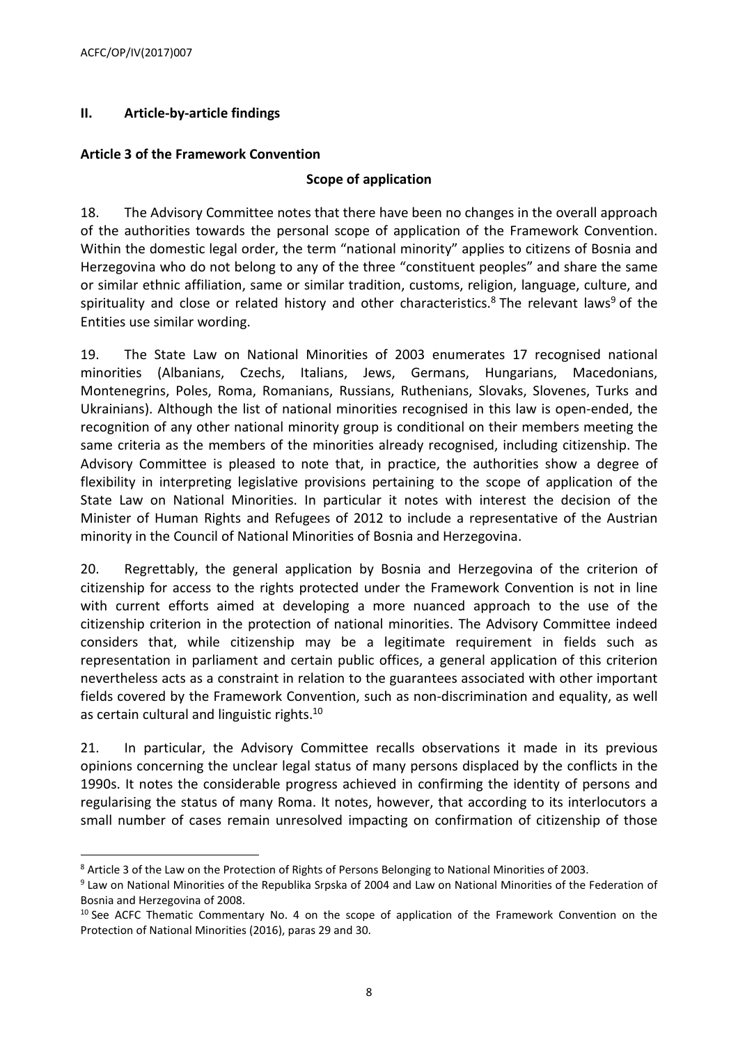## II. Article-by-article findings

### Article 3 of the Framework Convention

**Scope of application**

18. The Advisory Committee notes that there have been no changes in the overall approach of the authorities towards the personal scope of application of the Framework Convention. Within the domestic legal order, the term "national minority" applies to citizens of Bosnia and Herzegovina who do not belong to any of the three "constituent peoples" and share the same or similar ethnic affiliation, same or similar tradition, customs, religion, language, culture, and spirituality and close or related history and other characteristics.[8] The relevant laws[9] of the Entities use similar wording.

19. The State Law on National Minorities of 2003 enumerates 17 recognised national minorities (Albanians, Czechs, Italians, Jews, Germans, Hungarians, Macedonians, Montenegrins, Poles, Roma, Romanians, Russians, Ruthenians, Slovaks, Slovenes, Turks and Ukrainians). Although the list of national minorities recognised in this law is open-ended, the recognition of any other national minority group is conditional on their members meeting the same criteria as the members of the minorities already recognised, including citizenship. The Advisory Committee is pleased to note that, in practice, the authorities show a degree of flexibility in interpreting legislative provisions pertaining to the scope of application of the State Law on National Minorities. In particular it notes with interest the decision of the Minister of Human Rights and Refugees of 2012 to include a representative of the Austrian minority in the Council of National Minorities of Bosnia and Herzegovina.

20. Regrettably, the general application by Bosnia and Herzegovina of the criterion of citizenship for access to the rights protected under the Framework Convention is not in line with current efforts aimed at developing a more nuanced approach to the use of the citizenship criterion in the protection of national minorities. The Advisory Committee indeed considers that, while citizenship may be a legitimate requirement in fields such as representation in parliament and certain public offices, a general application of this criterion nevertheless acts as a constraint in relation to the guarantees associated with other important fields covered by the Framework Convention, such as non-discrimination and equality, as well as certain cultural and linguistic rights.[10]

21. In particular, the Advisory Committee recalls observations it made in its previous opinions concerning the unclear legal status of many persons displaced by the conflicts in the 1990s. It notes the considerable progress achieved in confirming the identity of persons and regularising the status of many Roma. It notes, however, that according to its interlocutors a small number of cases remain unresolved impacting on confirmation of citizenship of those

---

[8] Article 3 of the Law on the Protection of Rights of Persons Belonging to National Minorities of 2003.

[9] Law on National Minorities of the Republika Srpska of 2004 and Law on National Minorities of the Federation of Bosnia and Herzegovina of 2008.

[10] See ACFC Thematic Commentary No. 4 on the scope of application of the Framework Convention on the Protection of National Minorities (2016), paras 29 and 30.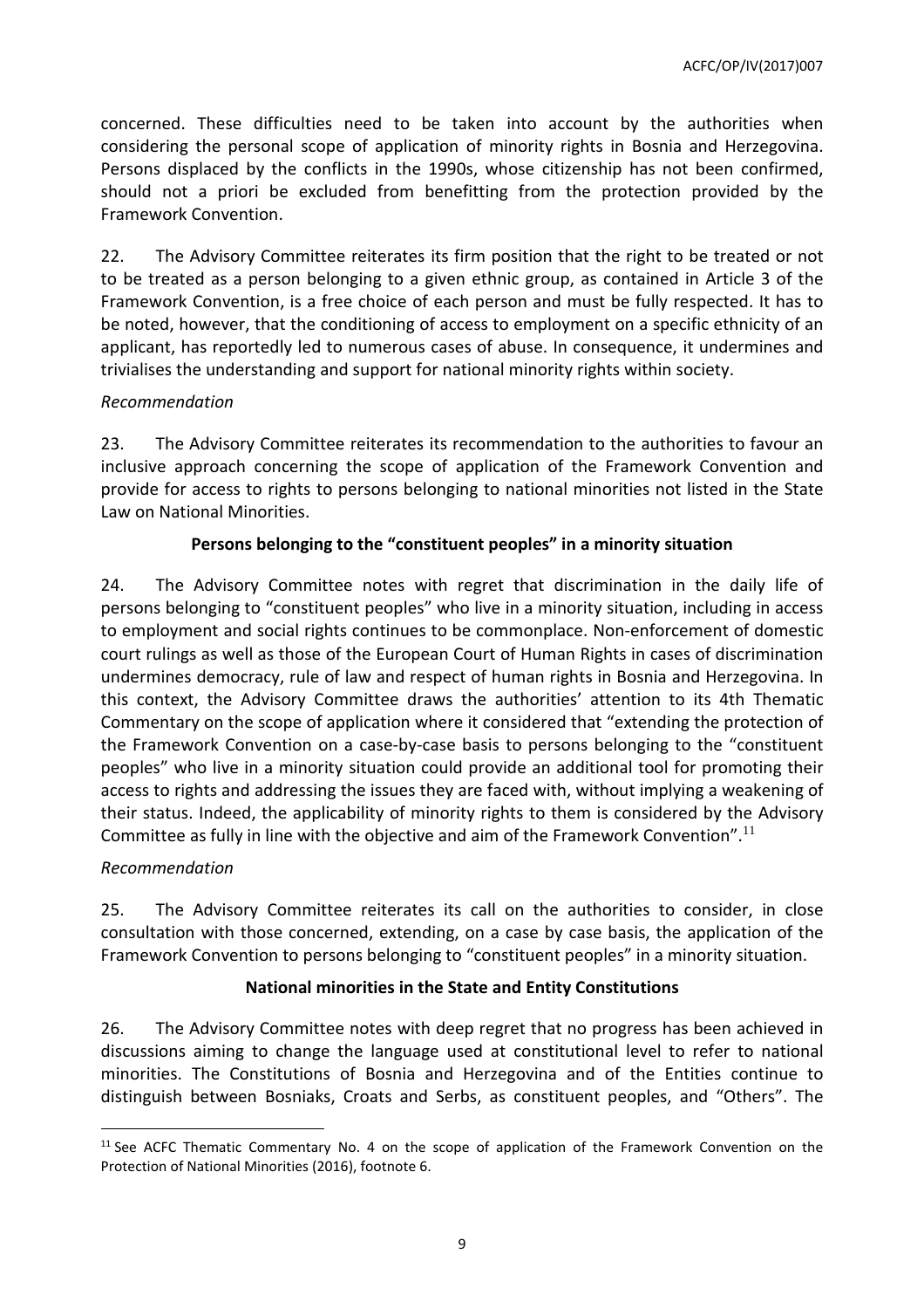concerned. These difficulties need to be taken into account by the authorities when considering the personal scope of application of minority rights in Bosnia and Herzegovina. Persons displaced by the conflicts in the 1990s, whose citizenship has not been confirmed, should not a priori be excluded from benefitting from the protection provided by the Framework Convention.

22. The Advisory Committee reiterates its firm position that the right to be treated or not to be treated as a person belonging to a given ethnic group, as contained in Article 3 of the Framework Convention, is a free choice of each person and must be fully respected. It has to be noted, however, that the conditioning of access to employment on a specific ethnicity of an applicant, has reportedly led to numerous cases of abuse. In consequence, it undermines and trivialises the understanding and support for national minority rights within society.

*Recommendation*

23. The Advisory Committee reiterates its recommendation to the authorities to favour an inclusive approach concerning the scope of application of the Framework Convention and provide for access to rights to persons belonging to national minorities not listed in the State Law on National Minorities.

**Persons belonging to the "constituent peoples" in a minority situation**

24. The Advisory Committee notes with regret that discrimination in the daily life of persons belonging to "constituent peoples" who live in a minority situation, including in access to employment and social rights continues to be commonplace. Non-enforcement of domestic court rulings as well as those of the European Court of Human Rights in cases of discrimination undermines democracy, rule of law and respect of human rights in Bosnia and Herzegovina. In this context, the Advisory Committee draws the authorities' attention to its 4th Thematic Commentary on the scope of application where it considered that "extending the protection of the Framework Convention on a case-by-case basis to persons belonging to the "constituent peoples" who live in a minority situation could provide an additional tool for promoting their access to rights and addressing the issues they are faced with, without implying a weakening of their status. Indeed, the applicability of minority rights to them is considered by the Advisory Committee as fully in line with the objective and aim of the Framework Convention".[11]

*Recommendation*

25. The Advisory Committee reiterates its call on the authorities to consider, in close consultation with those concerned, extending, on a case by case basis, the application of the Framework Convention to persons belonging to "constituent peoples" in a minority situation.

**National minorities in the State and Entity Constitutions**

26. The Advisory Committee notes with deep regret that no progress has been achieved in discussions aiming to change the language used at constitutional level to refer to national minorities. The Constitutions of Bosnia and Herzegovina and of the Entities continue to distinguish between Bosniaks, Croats and Serbs, as constituent peoples, and "Others". The

[11] See ACFC Thematic Commentary No. 4 on the scope of application of the Framework Convention on the Protection of National Minorities (2016), footnote 6.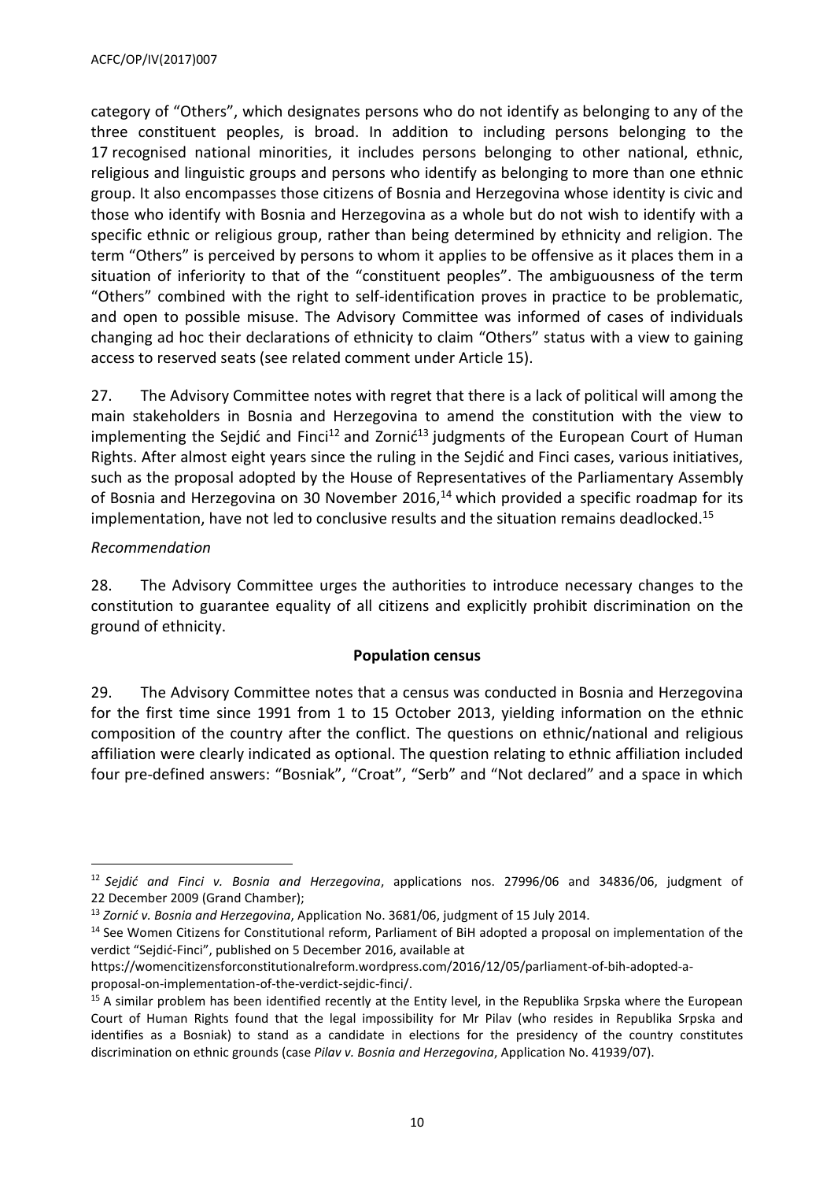category of "Others", which designates persons who do not identify as belonging to any of the three constituent peoples, is broad. In addition to including persons belonging to the 17 recognised national minorities, it includes persons belonging to other national, ethnic, religious and linguistic groups and persons who identify as belonging to more than one ethnic group. It also encompasses those citizens of Bosnia and Herzegovina whose identity is civic and those who identify with Bosnia and Herzegovina as a whole but do not wish to identify with a specific ethnic or religious group, rather than being determined by ethnicity and religion. The term "Others" is perceived by persons to whom it applies to be offensive as it places them in a situation of inferiority to that of the "constituent peoples". The ambiguousness of the term "Others" combined with the right to self-identification proves in practice to be problematic, and open to possible misuse. The Advisory Committee was informed of cases of individuals changing ad hoc their declarations of ethnicity to claim "Others" status with a view to gaining access to reserved seats (see related comment under Article 15).

27. The Advisory Committee notes with regret that there is a lack of political will among the main stakeholders in Bosnia and Herzegovina to amend the constitution with the view to implementing the Sejdić and Finci[12] and Zornić[13] judgments of the European Court of Human Rights. After almost eight years since the ruling in the Sejdić and Finci cases, various initiatives, such as the proposal adopted by the House of Representatives of the Parliamentary Assembly of Bosnia and Herzegovina on 30 November 2016,[14] which provided a specific roadmap for its implementation, have not led to conclusive results and the situation remains deadlocked.[15]

*Recommendation*

28. The Advisory Committee urges the authorities to introduce necessary changes to the constitution to guarantee equality of all citizens and explicitly prohibit discrimination on the ground of ethnicity.

**Population census**

29. The Advisory Committee notes that a census was conducted in Bosnia and Herzegovina for the first time since 1991 from 1 to 15 October 2013, yielding information on the ethnic composition of the country after the conflict. The questions on ethnic/national and religious affiliation were clearly indicated as optional. The question relating to ethnic affiliation included four pre-defined answers: "Bosniak", "Croat", "Serb" and "Not declared" and a space in which

---

[12] *Sejdić and Finci v. Bosnia and Herzegovina*, applications nos. 27996/06 and 34836/06, judgment of 22 December 2009 (Grand Chamber);

[13] *Zornić v. Bosnia and Herzegovina*, Application No. 3681/06, judgment of 15 July 2014.

[14] See Women Citizens for Constitutional reform, Parliament of BiH adopted a proposal on implementation of the verdict "Sejdić-Finci", published on 5 December 2016, available at https://womencitizensforconstitutionalreform.wordpress.com/2016/12/05/parliament-of-bih-adopted-a-proposal-on-implementation-of-the-verdict-sejdic-finci/.

[15] A similar problem has been identified recently at the Entity level, in the Republika Srpska where the European Court of Human Rights found that the legal impossibility for Mr Pilav (who resides in Republika Srpska and identifies as a Bosniak) to stand as a candidate in elections for the presidency of the country constitutes discrimination on ethnic grounds (case *Pilav v. Bosnia and Herzegovina*, Application No. 41939/07).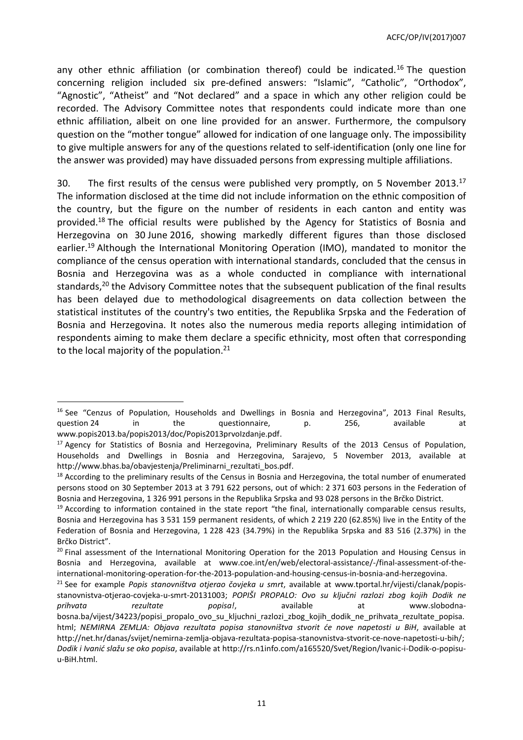any other ethnic affiliation (or combination thereof) could be indicated.[16] The question concerning religion included six pre-defined answers: "Islamic", "Catholic", "Orthodox", "Agnostic", "Atheist" and "Not declared" and a space in which any other religion could be recorded. The Advisory Committee notes that respondents could indicate more than one ethnic affiliation, albeit on one line provided for an answer. Furthermore, the compulsory question on the "mother tongue" allowed for indication of one language only. The impossibility to give multiple answers for any of the questions related to self-identification (only one line for the answer was provided) may have dissuaded persons from expressing multiple affiliations.

30. The first results of the census were published very promptly, on 5 November 2013.[17] The information disclosed at the time did not include information on the ethnic composition of the country, but the figure on the number of residents in each canton and entity was provided.[18] The official results were published by the Agency for Statistics of Bosnia and Herzegovina on 30 June 2016, showing markedly different figures than those disclosed earlier.[19] Although the International Monitoring Operation (IMO), mandated to monitor the compliance of the census operation with international standards, concluded that the census in Bosnia and Herzegovina was as a whole conducted in compliance with international standards,[20] the Advisory Committee notes that the subsequent publication of the final results has been delayed due to methodological disagreements on data collection between the statistical institutes of the country's two entities, the Republika Srpska and the Federation of Bosnia and Herzegovina. It notes also the numerous media reports alleging intimidation of respondents aiming to make them declare a specific ethnicity, most often that corresponding to the local majority of the population.[21]

---

[16] See "Cenzus of Population, Households and Dwellings in Bosnia and Herzegovina", 2013 Final Results, question 24 in the questionnaire, p. 256, available at www.popis2013.ba/popis2013/doc/Popis2013prvoIzdanje.pdf.

[17] Agency for Statistics of Bosnia and Herzegovina, Preliminary Results of the 2013 Census of Population, Households and Dwellings in Bosnia and Herzegovina, Sarajevo, 5 November 2013, available at http://www.bhas.ba/obavjestenja/Preliminarni_rezultati_bos.pdf.

[18] According to the preliminary results of the Census in Bosnia and Herzegovina, the total number of enumerated persons stood on 30 September 2013 at 3 791 622 persons, out of which: 2 371 603 persons in the Federation of Bosnia and Herzegovina, 1 326 991 persons in the Republika Srpska and 93 028 persons in the Brčko District.

[19] According to information contained in the state report "the final, internationally comparable census results, Bosnia and Herzegovina has 3 531 159 permanent residents, of which 2 219 220 (62.85%) live in the Entity of the Federation of Bosnia and Herzegovina, 1 228 423 (34.79%) in the Republika Srpska and 83 516 (2.37%) in the Brčko District".

[20] Final assessment of the International Monitoring Operation for the 2013 Population and Housing Census in Bosnia and Herzegovina, available at www.coe.int/en/web/electoral-assistance/-/final-assessment-of-the-international-monitoring-operation-for-the-2013-population-and-housing-census-in-bosnia-and-herzegovina.

[21] See for example *Popis stanovništva otjerao čovjeka u smrt*, available at www.tportal.hr/vijesti/clanak/popis-stanovnistva-otjerao-covjeka-u-smrt-20131003; *POPIŠI PROPALO: Ovo su ključni razlozi zbog kojih Dodik ne prihvata rezultate popisa!*, available at www.slobodna-bosna.ba/vijest/34223/popisi_propalo_ovo_su_kljuchni_razlozi_zbog_kojih_dodik_ne_prihvata_rezultate_popisa.html; *NEMIRNA ZEMLJA: Objava rezultata popisa stanovništva stvorit će nove napetosti u BiH*, available at http://net.hr/danas/svijet/nemirna-zemlja-objava-rezultata-popisa-stanovnistva-stvorit-ce-nove-napetosti-u-bih/; *Dodik i Ivanić slažu se oko popisa*, available at http://rs.n1info.com/a165520/Svet/Region/Ivanic-i-Dodik-o-popisu-u-BiH.html.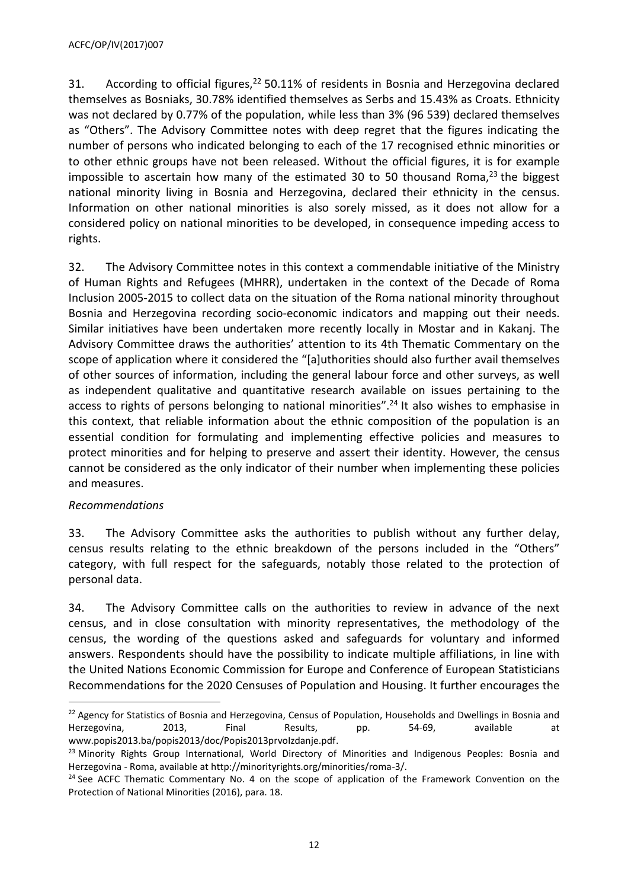31. According to official figures,[22] 50.11% of residents in Bosnia and Herzegovina declared themselves as Bosniaks, 30.78% identified themselves as Serbs and 15.43% as Croats. Ethnicity was not declared by 0.77% of the population, while less than 3% (96 539) declared themselves as "Others". The Advisory Committee notes with deep regret that the figures indicating the number of persons who indicated belonging to each of the 17 recognised ethnic minorities or to other ethnic groups have not been released. Without the official figures, it is for example impossible to ascertain how many of the estimated 30 to 50 thousand Roma,[23] the biggest national minority living in Bosnia and Herzegovina, declared their ethnicity in the census. Information on other national minorities is also sorely missed, as it does not allow for a considered policy on national minorities to be developed, in consequence impeding access to rights.

32. The Advisory Committee notes in this context a commendable initiative of the Ministry of Human Rights and Refugees (MHRR), undertaken in the context of the Decade of Roma Inclusion 2005-2015 to collect data on the situation of the Roma national minority throughout Bosnia and Herzegovina recording socio-economic indicators and mapping out their needs. Similar initiatives have been undertaken more recently locally in Mostar and in Kakanj. The Advisory Committee draws the authorities' attention to its 4th Thematic Commentary on the scope of application where it considered the "[a]uthorities should also further avail themselves of other sources of information, including the general labour force and other surveys, as well as independent qualitative and quantitative research available on issues pertaining to the access to rights of persons belonging to national minorities".[24] It also wishes to emphasise in this context, that reliable information about the ethnic composition of the population is an essential condition for formulating and implementing effective policies and measures to protect minorities and for helping to preserve and assert their identity. However, the census cannot be considered as the only indicator of their number when implementing these policies and measures.

*Recommendations*

33. The Advisory Committee asks the authorities to publish without any further delay, census results relating to the ethnic breakdown of the persons included in the "Others" category, with full respect for the safeguards, notably those related to the protection of personal data.

34. The Advisory Committee calls on the authorities to review in advance of the next census, and in close consultation with minority representatives, the methodology of the census, the wording of the questions asked and safeguards for voluntary and informed answers. Respondents should have the possibility to indicate multiple affiliations, in line with the United Nations Economic Commission for Europe and Conference of European Statisticians Recommendations for the 2020 Censuses of Population and Housing. It further encourages the

---

[22] Agency for Statistics of Bosnia and Herzegovina, Census of Population, Households and Dwellings in Bosnia and Herzegovina, 2013, Final Results, pp. 54-69, available at www.popis2013.ba/popis2013/doc/Popis2013prvoIzdanje.pdf.

[23] Minority Rights Group International, World Directory of Minorities and Indigenous Peoples: Bosnia and Herzegovina - Roma, available at http://minorityrights.org/minorities/roma-3/.

[24] See ACFC Thematic Commentary No. 4 on the scope of application of the Framework Convention on the Protection of National Minorities (2016), para. 18.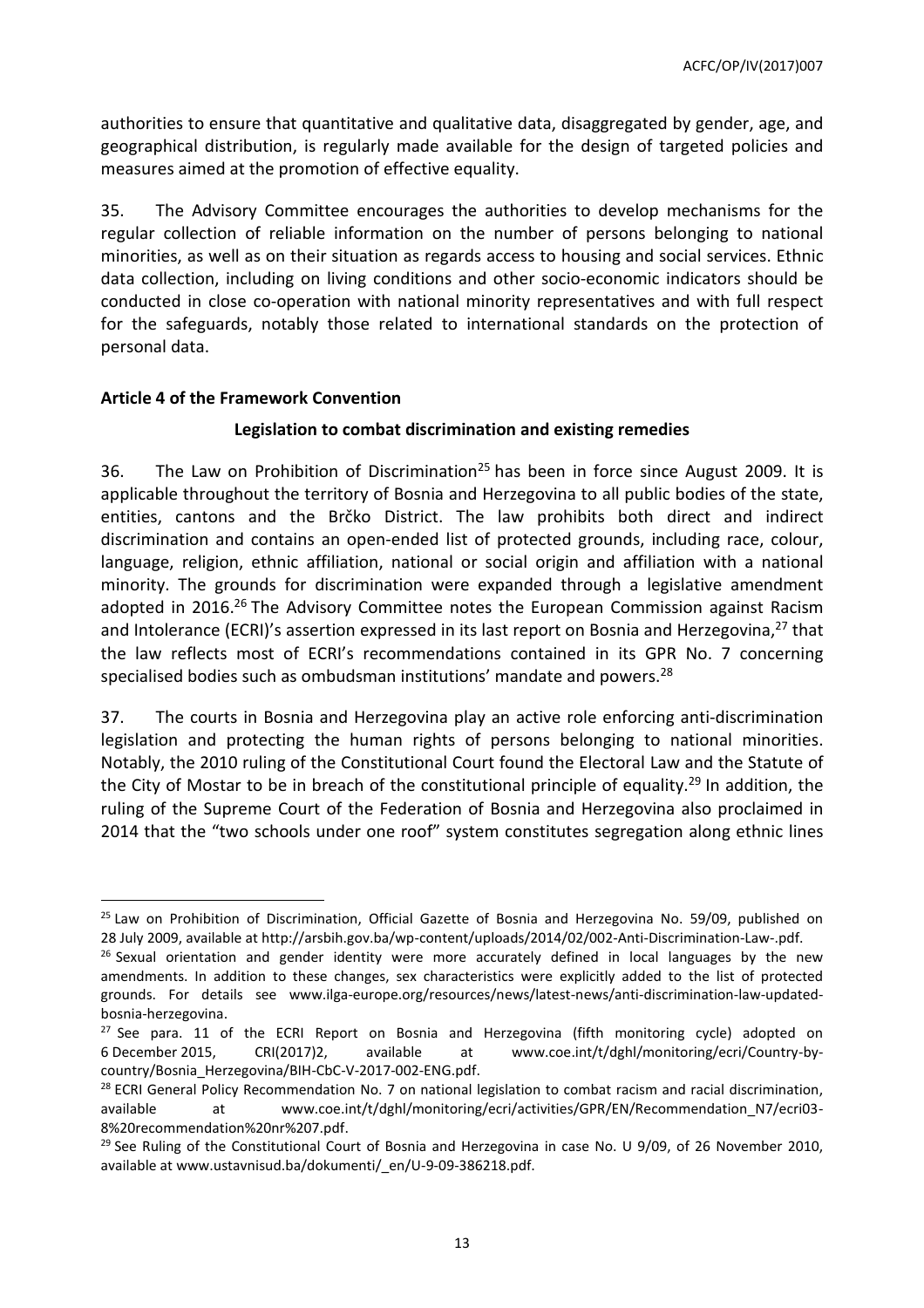authorities to ensure that quantitative and qualitative data, disaggregated by gender, age, and geographical distribution, is regularly made available for the design of targeted policies and measures aimed at the promotion of effective equality.

35. The Advisory Committee encourages the authorities to develop mechanisms for the regular collection of reliable information on the number of persons belonging to national minorities, as well as on their situation as regards access to housing and social services. Ethnic data collection, including on living conditions and other socio-economic indicators should be conducted in close co-operation with national minority representatives and with full respect for the safeguards, notably those related to international standards on the protection of personal data.

**Article 4 of the Framework Convention**

**Legislation to combat discrimination and existing remedies**

36. The Law on Prohibition of Discrimination[25] has been in force since August 2009. It is applicable throughout the territory of Bosnia and Herzegovina to all public bodies of the state, entities, cantons and the Brčko District. The law prohibits both direct and indirect discrimination and contains an open-ended list of protected grounds, including race, colour, language, religion, ethnic affiliation, national or social origin and affiliation with a national minority. The grounds for discrimination were expanded through a legislative amendment adopted in 2016.[26] The Advisory Committee notes the European Commission against Racism and Intolerance (ECRI)'s assertion expressed in its last report on Bosnia and Herzegovina,[27] that the law reflects most of ECRI's recommendations contained in its GPR No. 7 concerning specialised bodies such as ombudsman institutions' mandate and powers.[28]

37. The courts in Bosnia and Herzegovina play an active role enforcing anti-discrimination legislation and protecting the human rights of persons belonging to national minorities. Notably, the 2010 ruling of the Constitutional Court found the Electoral Law and the Statute of the City of Mostar to be in breach of the constitutional principle of equality.[29] In addition, the ruling of the Supreme Court of the Federation of Bosnia and Herzegovina also proclaimed in 2014 that the "two schools under one roof" system constitutes segregation along ethnic lines

---

[25] Law on Prohibition of Discrimination, Official Gazette of Bosnia and Herzegovina No. 59/09, published on 28 July 2009, available at http://arsbih.gov.ba/wp-content/uploads/2014/02/002-Anti-Discrimination-Law-.pdf.

[26] Sexual orientation and gender identity were more accurately defined in local languages by the new amendments. In addition to these changes, sex characteristics were explicitly added to the list of protected grounds. For details see www.ilga-europe.org/resources/news/latest-news/anti-discrimination-law-updated-bosnia-herzegovina.

[27] See para. 11 of the ECRI Report on Bosnia and Herzegovina (fifth monitoring cycle) adopted on 6 December 2015, CRI(2017)2, available at www.coe.int/t/dghl/monitoring/ecri/Country-by-country/Bosnia_Herzegovina/BIH-CbC-V-2017-002-ENG.pdf.

[28] ECRI General Policy Recommendation No. 7 on national legislation to combat racism and racial discrimination, available at www.coe.int/t/dghl/monitoring/ecri/activities/GPR/EN/Recommendation_N7/ecri03-8%20recommendation%20nr%207.pdf.

[29] See Ruling of the Constitutional Court of Bosnia and Herzegovina in case No. U 9/09, of 26 November 2010, available at www.ustavnisud.ba/dokumenti/_en/U-9-09-386218.pdf.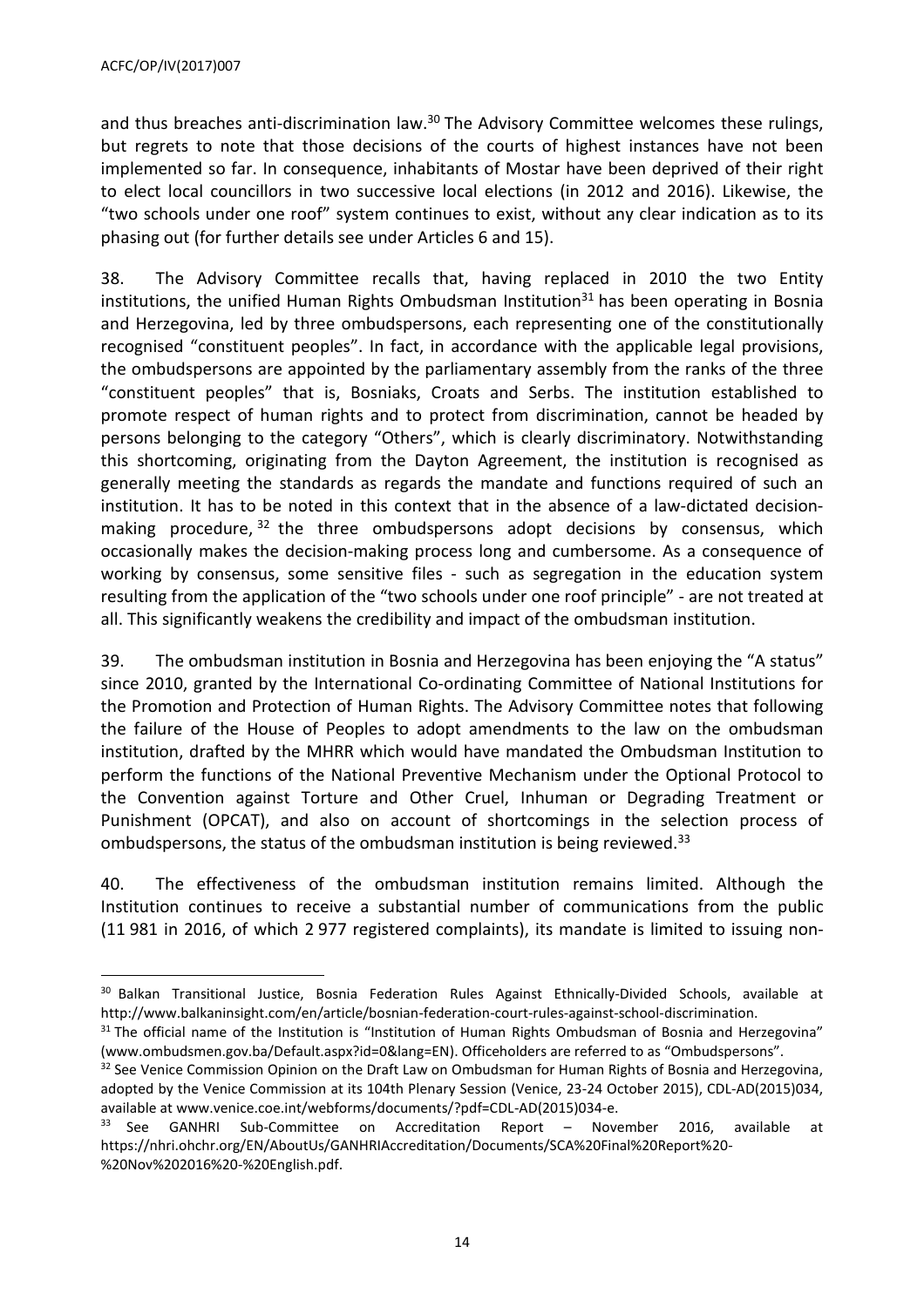and thus breaches anti-discrimination law.[30] The Advisory Committee welcomes these rulings, but regrets to note that those decisions of the courts of highest instances have not been implemented so far. In consequence, inhabitants of Mostar have been deprived of their right to elect local councillors in two successive local elections (in 2012 and 2016). Likewise, the "two schools under one roof" system continues to exist, without any clear indication as to its phasing out (for further details see under Articles 6 and 15).

38. The Advisory Committee recalls that, having replaced in 2010 the two Entity institutions, the unified Human Rights Ombudsman Institution[31] has been operating in Bosnia and Herzegovina, led by three ombudspersons, each representing one of the constitutionally recognised "constituent peoples". In fact, in accordance with the applicable legal provisions, the ombudspersons are appointed by the parliamentary assembly from the ranks of the three "constituent peoples" that is, Bosniaks, Croats and Serbs. The institution established to promote respect of human rights and to protect from discrimination, cannot be headed by persons belonging to the category "Others", which is clearly discriminatory. Notwithstanding this shortcoming, originating from the Dayton Agreement, the institution is recognised as generally meeting the standards as regards the mandate and functions required of such an institution. It has to be noted in this context that in the absence of a law-dictated decision-making procedure,[32] the three ombudspersons adopt decisions by consensus, which occasionally makes the decision-making process long and cumbersome. As a consequence of working by consensus, some sensitive files - such as segregation in the education system resulting from the application of the "two schools under one roof principle" - are not treated at all. This significantly weakens the credibility and impact of the ombudsman institution.

39. The ombudsman institution in Bosnia and Herzegovina has been enjoying the "A status" since 2010, granted by the International Co-ordinating Committee of National Institutions for the Promotion and Protection of Human Rights. The Advisory Committee notes that following the failure of the House of Peoples to adopt amendments to the law on the ombudsman institution, drafted by the MHRR which would have mandated the Ombudsman Institution to perform the functions of the National Preventive Mechanism under the Optional Protocol to the Convention against Torture and Other Cruel, Inhuman or Degrading Treatment or Punishment (OPCAT), and also on account of shortcomings in the selection process of ombudspersons, the status of the ombudsman institution is being reviewed.[33]

40. The effectiveness of the ombudsman institution remains limited. Although the Institution continues to receive a substantial number of communications from the public (11 981 in 2016, of which 2 977 registered complaints), its mandate is limited to issuing non-

---

[30] Balkan Transitional Justice, Bosnia Federation Rules Against Ethnically-Divided Schools, available at http://www.balkaninsight.com/en/article/bosnian-federation-court-rules-against-school-discrimination.

[31] The official name of the Institution is "Institution of Human Rights Ombudsman of Bosnia and Herzegovina" (www.ombudsmen.gov.ba/Default.aspx?id=0&lang=EN). Officeholders are referred to as "Ombudspersons".

[32] See Venice Commission Opinion on the Draft Law on Ombudsman for Human Rights of Bosnia and Herzegovina, adopted by the Venice Commission at its 104th Plenary Session (Venice, 23-24 October 2015), CDL-AD(2015)034, available at www.venice.coe.int/webforms/documents/?pdf=CDL-AD(2015)034-e.

[33] See GANHRI Sub-Committee on Accreditation Report – November 2016, available at https://nhri.ohchr.org/EN/AboutUs/GANHRIAccreditation/Documents/SCA%20Final%20Report%20-%20Nov%202016%20-%20English.pdf.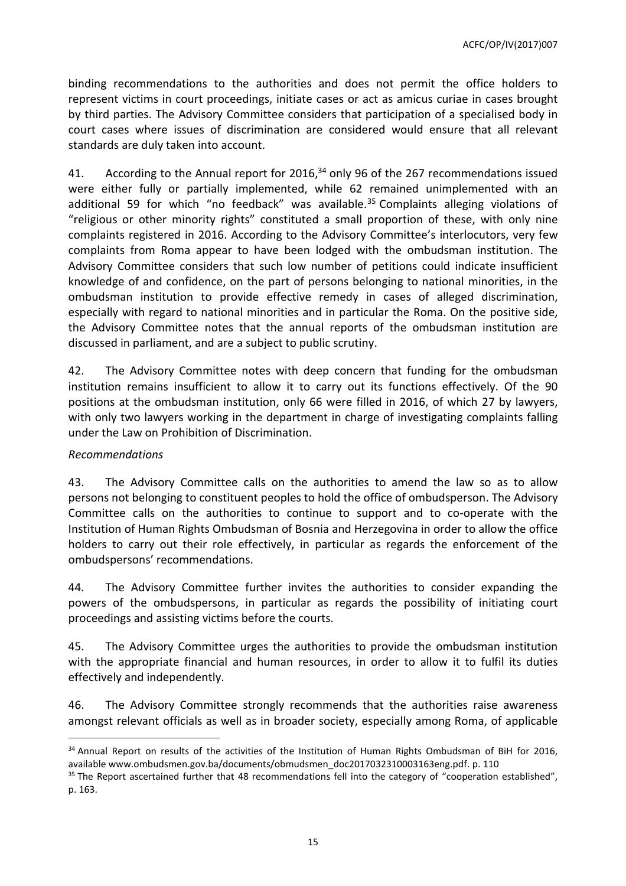binding recommendations to the authorities and does not permit the office holders to represent victims in court proceedings, initiate cases or act as amicus curiae in cases brought by third parties. The Advisory Committee considers that participation of a specialised body in court cases where issues of discrimination are considered would ensure that all relevant standards are duly taken into account.

41. According to the Annual report for 2016,[34] only 96 of the 267 recommendations issued were either fully or partially implemented, while 62 remained unimplemented with an additional 59 for which "no feedback" was available.[35] Complaints alleging violations of "religious or other minority rights" constituted a small proportion of these, with only nine complaints registered in 2016. According to the Advisory Committee's interlocutors, very few complaints from Roma appear to have been lodged with the ombudsman institution. The Advisory Committee considers that such low number of petitions could indicate insufficient knowledge of and confidence, on the part of persons belonging to national minorities, in the ombudsman institution to provide effective remedy in cases of alleged discrimination, especially with regard to national minorities and in particular the Roma. On the positive side, the Advisory Committee notes that the annual reports of the ombudsman institution are discussed in parliament, and are a subject to public scrutiny.

42. The Advisory Committee notes with deep concern that funding for the ombudsman institution remains insufficient to allow it to carry out its functions effectively. Of the 90 positions at the ombudsman institution, only 66 were filled in 2016, of which 27 by lawyers, with only two lawyers working in the department in charge of investigating complaints falling under the Law on Prohibition of Discrimination.

*Recommendations*

43. The Advisory Committee calls on the authorities to amend the law so as to allow persons not belonging to constituent peoples to hold the office of ombudsperson. The Advisory Committee calls on the authorities to continue to support and to co-operate with the Institution of Human Rights Ombudsman of Bosnia and Herzegovina in order to allow the office holders to carry out their role effectively, in particular as regards the enforcement of the ombudspersons' recommendations.

44. The Advisory Committee further invites the authorities to consider expanding the powers of the ombudspersons, in particular as regards the possibility of initiating court proceedings and assisting victims before the courts.

45. The Advisory Committee urges the authorities to provide the ombudsman institution with the appropriate financial and human resources, in order to allow it to fulfil its duties effectively and independently.

46. The Advisory Committee strongly recommends that the authorities raise awareness amongst relevant officials as well as in broader society, especially among Roma, of applicable

---

[34] Annual Report on results of the activities of the Institution of Human Rights Ombudsman of BiH for 2016, available www.ombudsmen.gov.ba/documents/obmudsmen_doc2017032310003163eng.pdf. p. 110

[35] The Report ascertained further that 48 recommendations fell into the category of "cooperation established", p. 163.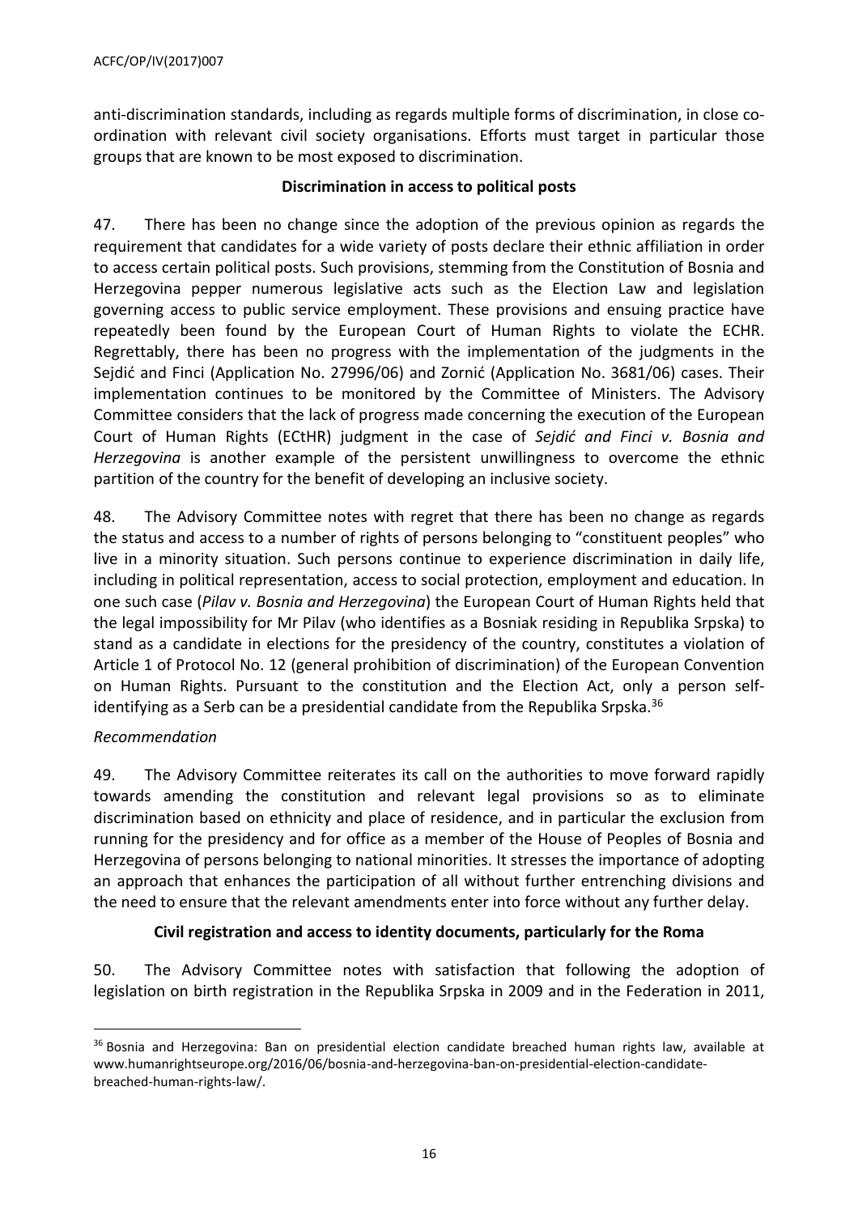anti-discrimination standards, including as regards multiple forms of discrimination, in close co-ordination with relevant civil society organisations. Efforts must target in particular those groups that are known to be most exposed to discrimination.

**Discrimination in access to political posts**

47. There has been no change since the adoption of the previous opinion as regards the requirement that candidates for a wide variety of posts declare their ethnic affiliation in order to access certain political posts. Such provisions, stemming from the Constitution of Bosnia and Herzegovina pepper numerous legislative acts such as the Election Law and legislation governing access to public service employment. These provisions and ensuing practice have repeatedly been found by the European Court of Human Rights to violate the ECHR. Regrettably, there has been no progress with the implementation of the judgments in the Sejdić and Finci (Application No. 27996/06) and Zornić (Application No. 3681/06) cases. Their implementation continues to be monitored by the Committee of Ministers. The Advisory Committee considers that the lack of progress made concerning the execution of the European Court of Human Rights (ECtHR) judgment in the case of *Sejdić and Finci v. Bosnia and Herzegovina* is another example of the persistent unwillingness to overcome the ethnic partition of the country for the benefit of developing an inclusive society.

48. The Advisory Committee notes with regret that there has been no change as regards the status and access to a number of rights of persons belonging to "constituent peoples" who live in a minority situation. Such persons continue to experience discrimination in daily life, including in political representation, access to social protection, employment and education. In one such case (*Pilav v. Bosnia and Herzegovina*) the European Court of Human Rights held that the legal impossibility for Mr Pilav (who identifies as a Bosniak residing in Republika Srpska) to stand as a candidate in elections for the presidency of the country, constitutes a violation of Article 1 of Protocol No. 12 (general prohibition of discrimination) of the European Convention on Human Rights. Pursuant to the constitution and the Election Act, only a person self-identifying as a Serb can be a presidential candidate from the Republika Srpska.[36]

*Recommendation*

49. The Advisory Committee reiterates its call on the authorities to move forward rapidly towards amending the constitution and relevant legal provisions so as to eliminate discrimination based on ethnicity and place of residence, and in particular the exclusion from running for the presidency and for office as a member of the House of Peoples of Bosnia and Herzegovina of persons belonging to national minorities. It stresses the importance of adopting an approach that enhances the participation of all without further entrenching divisions and the need to ensure that the relevant amendments enter into force without any further delay.

**Civil registration and access to identity documents, particularly for the Roma**

50. The Advisory Committee notes with satisfaction that following the adoption of legislation on birth registration in the Republika Srpska in 2009 and in the Federation in 2011,

---

[36] Bosnia and Herzegovina: Ban on presidential election candidate breached human rights law, available at www.humanrightseurope.org/2016/06/bosnia-and-herzegovina-ban-on-presidential-election-candidate-breached-human-rights-law/.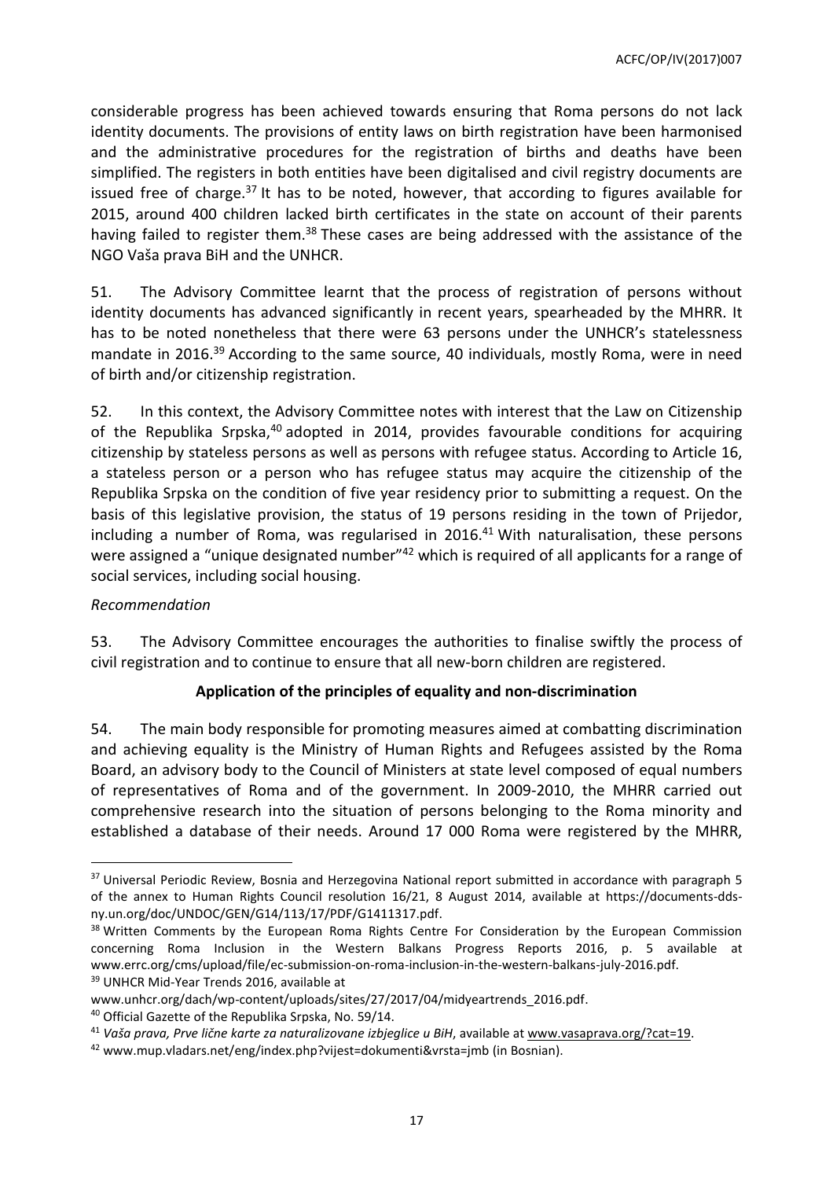considerable progress has been achieved towards ensuring that Roma persons do not lack identity documents. The provisions of entity laws on birth registration have been harmonised and the administrative procedures for the registration of births and deaths have been simplified. The registers in both entities have been digitalised and civil registry documents are issued free of charge.[37] It has to be noted, however, that according to figures available for 2015, around 400 children lacked birth certificates in the state on account of their parents having failed to register them.[38] These cases are being addressed with the assistance of the NGO Vaša prava BiH and the UNHCR.

51. The Advisory Committee learnt that the process of registration of persons without identity documents has advanced significantly in recent years, spearheaded by the MHRR. It has to be noted nonetheless that there were 63 persons under the UNHCR's statelessness mandate in 2016.[39] According to the same source, 40 individuals, mostly Roma, were in need of birth and/or citizenship registration.

52. In this context, the Advisory Committee notes with interest that the Law on Citizenship of the Republika Srpska,[40] adopted in 2014, provides favourable conditions for acquiring citizenship by stateless persons as well as persons with refugee status. According to Article 16, a stateless person or a person who has refugee status may acquire the citizenship of the Republika Srpska on the condition of five year residency prior to submitting a request. On the basis of this legislative provision, the status of 19 persons residing in the town of Prijedor, including a number of Roma, was regularised in 2016.[41] With naturalisation, these persons were assigned a "unique designated number"[42] which is required of all applicants for a range of social services, including social housing.

*Recommendation*

53. The Advisory Committee encourages the authorities to finalise swiftly the process of civil registration and to continue to ensure that all new-born children are registered.

**Application of the principles of equality and non-discrimination**

54. The main body responsible for promoting measures aimed at combatting discrimination and achieving equality is the Ministry of Human Rights and Refugees assisted by the Roma Board, an advisory body to the Council of Ministers at state level composed of equal numbers of representatives of Roma and of the government. In 2009-2010, the MHRR carried out comprehensive research into the situation of persons belonging to the Roma minority and established a database of their needs. Around 17 000 Roma were registered by the MHRR,

---

[37] Universal Periodic Review, Bosnia and Herzegovina National report submitted in accordance with paragraph 5 of the annex to Human Rights Council resolution 16/21, 8 August 2014, available at https://documents-dds-ny.un.org/doc/UNDOC/GEN/G14/113/17/PDF/G1411317.pdf.

[38] Written Comments by the European Roma Rights Centre For Consideration by the European Commission concerning Roma Inclusion in the Western Balkans Progress Reports 2016, p. 5 available at www.errc.org/cms/upload/file/ec-submission-on-roma-inclusion-in-the-western-balkans-july-2016.pdf.

[39] UNHCR Mid-Year Trends 2016, available at www.unhcr.org/dach/wp-content/uploads/sites/27/2017/04/midyeartrends_2016.pdf.

[40] Official Gazette of the Republika Srpska, No. 59/14.

[41] *Vaša prava, Prve lične karte za naturalizovane izbjeglice u BiH*, available at www.vasaprava.org/?cat=19.

[42] www.mup.vladars.net/eng/index.php?vijest=dokumenti&vrsta=jmb (in Bosnian).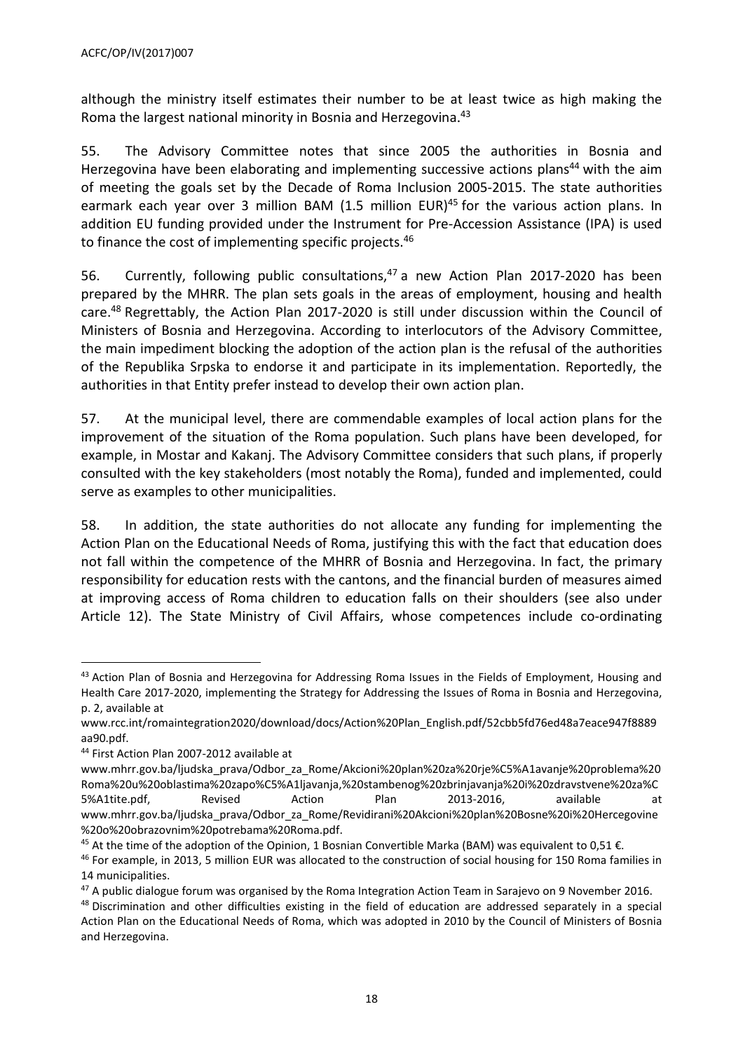although the ministry itself estimates their number to be at least twice as high making the Roma the largest national minority in Bosnia and Herzegovina.[43]

55. The Advisory Committee notes that since 2005 the authorities in Bosnia and Herzegovina have been elaborating and implementing successive actions plans[44] with the aim of meeting the goals set by the Decade of Roma Inclusion 2005-2015. The state authorities earmark each year over 3 million BAM (1.5 million EUR)[45] for the various action plans. In addition EU funding provided under the Instrument for Pre-Accession Assistance (IPA) is used to finance the cost of implementing specific projects.[46]

56. Currently, following public consultations,[47] a new Action Plan 2017-2020 has been prepared by the MHRR. The plan sets goals in the areas of employment, housing and health care.[48] Regrettably, the Action Plan 2017-2020 is still under discussion within the Council of Ministers of Bosnia and Herzegovina. According to interlocutors of the Advisory Committee, the main impediment blocking the adoption of the action plan is the refusal of the authorities of the Republika Srpska to endorse it and participate in its implementation. Reportedly, the authorities in that Entity prefer instead to develop their own action plan.

57. At the municipal level, there are commendable examples of local action plans for the improvement of the situation of the Roma population. Such plans have been developed, for example, in Mostar and Kakanj. The Advisory Committee considers that such plans, if properly consulted with the key stakeholders (most notably the Roma), funded and implemented, could serve as examples to other municipalities.

58. In addition, the state authorities do not allocate any funding for implementing the Action Plan on the Educational Needs of Roma, justifying this with the fact that education does not fall within the competence of the MHRR of Bosnia and Herzegovina. In fact, the primary responsibility for education rests with the cantons, and the financial burden of measures aimed at improving access of Roma children to education falls on their shoulders (see also under Article 12). The State Ministry of Civil Affairs, whose competences include co-ordinating

---

[43] Action Plan of Bosnia and Herzegovina for Addressing Roma Issues in the Fields of Employment, Housing and Health Care 2017-2020, implementing the Strategy for Addressing the Issues of Roma in Bosnia and Herzegovina, p. 2, available at www.rcc.int/romaintegration2020/download/docs/Action%20Plan_English.pdf/52cbb5fd76ed48a7eace947f8889aa90.pdf.

[44] First Action Plan 2007-2012 available at www.mhrr.gov.ba/ljudska_prava/Odbor_za_Rome/Akcioni%20plan%20za%20rje%C5%A1avanje%20problema%20Roma%20u%20oblastima%20zapo%C5%A1ljavanja,%20stambenog%20zbrinjavanja%20i%20zdravstvene%20za%C5%A1tite.pdf, Revised Action Plan 2013-2016, available at www.mhrr.gov.ba/ljudska_prava/Odbor_za_Rome/Revidirani%20Akcioni%20plan%20Bosne%20i%20Hercegovine%20o%20obrazovnim%20potrebama%20Roma.pdf.

[45] At the time of the adoption of the Opinion, 1 Bosnian Convertible Marka (BAM) was equivalent to 0,51 €.

[46] For example, in 2013, 5 million EUR was allocated to the construction of social housing for 150 Roma families in 14 municipalities.

[47] A public dialogue forum was organised by the Roma Integration Action Team in Sarajevo on 9 November 2016.

[48] Discrimination and other difficulties existing in the field of education are addressed separately in a special Action Plan on the Educational Needs of Roma, which was adopted in 2010 by the Council of Ministers of Bosnia and Herzegovina.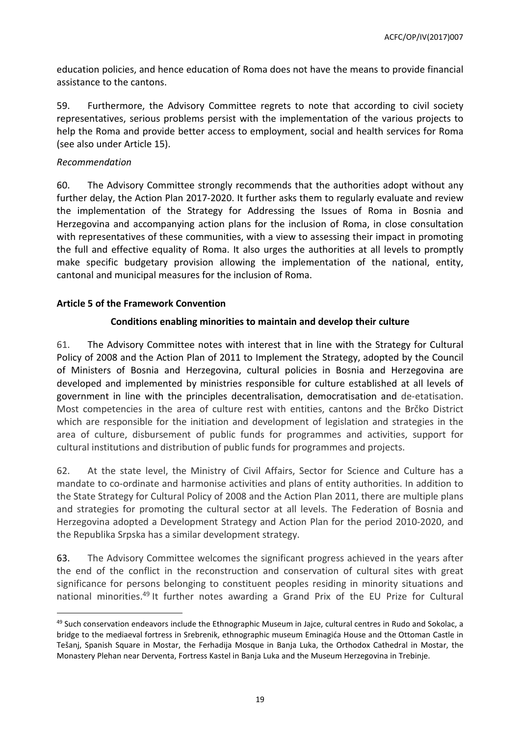education policies, and hence education of Roma does not have the means to provide financial assistance to the cantons.

59. Furthermore, the Advisory Committee regrets to note that according to civil society representatives, serious problems persist with the implementation of the various projects to help the Roma and provide better access to employment, social and health services for Roma (see also under Article 15).

*Recommendation*

60. The Advisory Committee strongly recommends that the authorities adopt without any further delay, the Action Plan 2017-2020. It further asks them to regularly evaluate and review the implementation of the Strategy for Addressing the Issues of Roma in Bosnia and Herzegovina and accompanying action plans for the inclusion of Roma, in close consultation with representatives of these communities, with a view to assessing their impact in promoting the full and effective equality of Roma. It also urges the authorities at all levels to promptly make specific budgetary provision allowing the implementation of the national, entity, cantonal and municipal measures for the inclusion of Roma.

## Article 5 of the Framework Convention

### Conditions enabling minorities to maintain and develop their culture

61. The Advisory Committee notes with interest that in line with the Strategy for Cultural Policy of 2008 and the Action Plan of 2011 to Implement the Strategy, adopted by the Council of Ministers of Bosnia and Herzegovina, cultural policies in Bosnia and Herzegovina are developed and implemented by ministries responsible for culture established at all levels of government in line with the principles decentralisation, democratisation and de-etatisation. Most competencies in the area of culture rest with entities, cantons and the Brčko District which are responsible for the initiation and development of legislation and strategies in the area of culture, disbursement of public funds for programmes and activities, support for cultural institutions and distribution of public funds for programmes and projects.

62. At the state level, the Ministry of Civil Affairs, Sector for Science and Culture has a mandate to co-ordinate and harmonise activities and plans of entity authorities. In addition to the State Strategy for Cultural Policy of 2008 and the Action Plan 2011, there are multiple plans and strategies for promoting the cultural sector at all levels. The Federation of Bosnia and Herzegovina adopted a Development Strategy and Action Plan for the period 2010-2020, and the Republika Srpska has a similar development strategy.

63. The Advisory Committee welcomes the significant progress achieved in the years after the end of the conflict in the reconstruction and conservation of cultural sites with great significance for persons belonging to constituent peoples residing in minority situations and national minorities.[49] It further notes awarding a Grand Prix of the EU Prize for Cultural

[49] Such conservation endeavors include the Ethnographic Museum in Jajce, cultural centres in Rudo and Sokolac, a bridge to the mediaeval fortress in Srebrenik, ethnographic museum Eminagića House and the Ottoman Castle in Tešanj, Spanish Square in Mostar, the Ferhadija Mosque in Banja Luka, the Orthodox Cathedral in Mostar, the Monastery Plehan near Derventa, Fortress Kastel in Banja Luka and the Museum Herzegovina in Trebinje.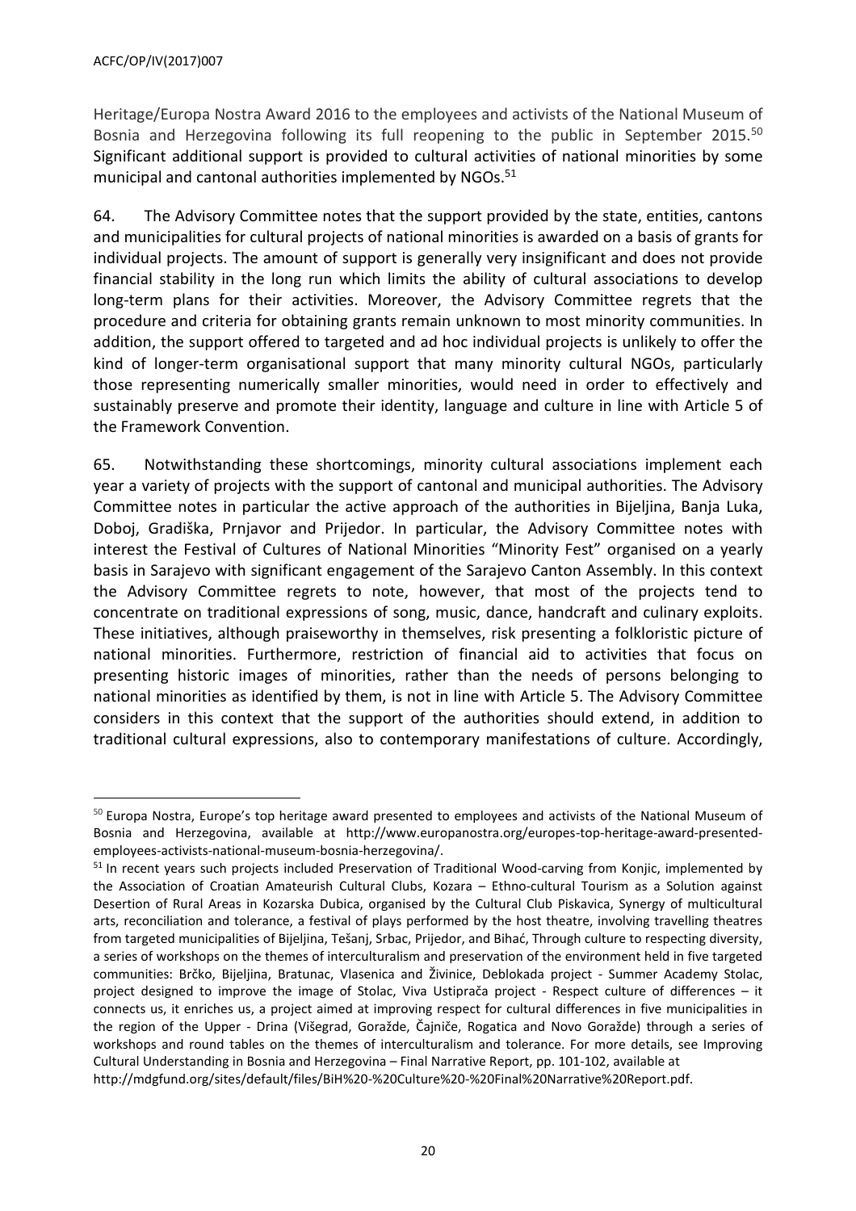Heritage/Europa Nostra Award 2016 to the employees and activists of the National Museum of Bosnia and Herzegovina following its full reopening to the public in September 2015.[50] Significant additional support is provided to cultural activities of national minorities by some municipal and cantonal authorities implemented by NGOs.[51]

64. The Advisory Committee notes that the support provided by the state, entities, cantons and municipalities for cultural projects of national minorities is awarded on a basis of grants for individual projects. The amount of support is generally very insignificant and does not provide financial stability in the long run which limits the ability of cultural associations to develop long-term plans for their activities. Moreover, the Advisory Committee regrets that the procedure and criteria for obtaining grants remain unknown to most minority communities. In addition, the support offered to targeted and ad hoc individual projects is unlikely to offer the kind of longer-term organisational support that many minority cultural NGOs, particularly those representing numerically smaller minorities, would need in order to effectively and sustainably preserve and promote their identity, language and culture in line with Article 5 of the Framework Convention.

65. Notwithstanding these shortcomings, minority cultural associations implement each year a variety of projects with the support of cantonal and municipal authorities. The Advisory Committee notes in particular the active approach of the authorities in Bijeljina, Banja Luka, Doboj, Gradiška, Prnjavor and Prijedor. In particular, the Advisory Committee notes with interest the Festival of Cultures of National Minorities "Minority Fest" organised on a yearly basis in Sarajevo with significant engagement of the Sarajevo Canton Assembly. In this context the Advisory Committee regrets to note, however, that most of the projects tend to concentrate on traditional expressions of song, music, dance, handcraft and culinary exploits. These initiatives, although praiseworthy in themselves, risk presenting a folkloristic picture of national minorities. Furthermore, restriction of financial aid to activities that focus on presenting historic images of minorities, rather than the needs of persons belonging to national minorities as identified by them, is not in line with Article 5. The Advisory Committee considers in this context that the support of the authorities should extend, in addition to traditional cultural expressions, also to contemporary manifestations of culture. Accordingly,

---

[50] Europa Nostra, Europe's top heritage award presented to employees and activists of the National Museum of Bosnia and Herzegovina, available at http://www.europanostra.org/europes-top-heritage-award-presented-employees-activists-national-museum-bosnia-herzegovina/.

[51] In recent years such projects included Preservation of Traditional Wood-carving from Konjic, implemented by the Association of Croatian Amateurish Cultural Clubs, Kozara – Ethno-cultural Tourism as a Solution against Desertion of Rural Areas in Kozarska Dubica, organised by the Cultural Club Piskavica, Synergy of multicultural arts, reconciliation and tolerance, a festival of plays performed by the host theatre, involving travelling theatres from targeted municipalities of Bijeljina, Tešanj, Srbac, Prijedor, and Bihać, Through culture to respecting diversity, a series of workshops on the themes of interculturalism and preservation of the environment held in five targeted communities: Brčko, Bijeljina, Bratunac, Vlasenica and Živinice, Deblokada project - Summer Academy Stolac, project designed to improve the image of Stolac, Viva Ustiprača project - Respect culture of differences – it connects us, it enriches us, a project aimed at improving respect for cultural differences in five municipalities in the region of the Upper - Drina (Višegrad, Goražde, Čajniče, Rogatica and Novo Goražde) through a series of workshops and round tables on the themes of interculturalism and tolerance. For more details, see Improving Cultural Understanding in Bosnia and Herzegovina – Final Narrative Report, pp. 101-102, available at http://mdgfund.org/sites/default/files/BiH%20-%20Culture%20-%20Final%20Narrative%20Report.pdf.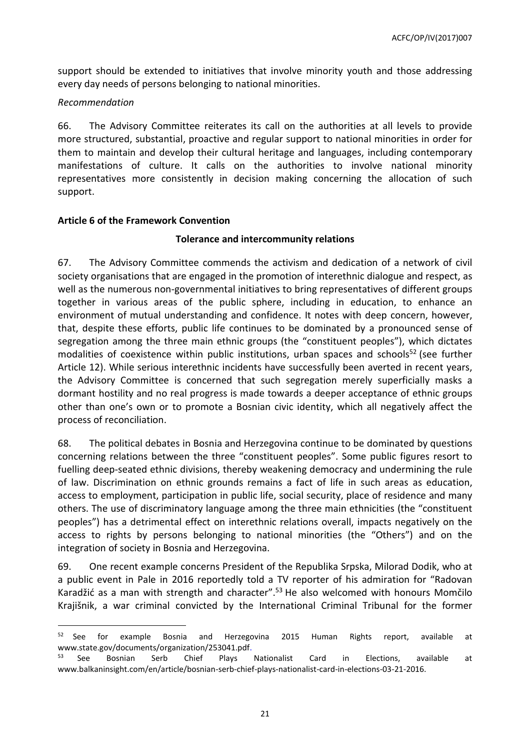support should be extended to initiatives that involve minority youth and those addressing every day needs of persons belonging to national minorities.

*Recommendation*

66. The Advisory Committee reiterates its call on the authorities at all levels to provide more structured, substantial, proactive and regular support to national minorities in order for them to maintain and develop their cultural heritage and languages, including contemporary manifestations of culture. It calls on the authorities to involve national minority representatives more consistently in decision making concerning the allocation of such support.

**Article 6 of the Framework Convention**

**Tolerance and intercommunity relations**

67. The Advisory Committee commends the activism and dedication of a network of civil society organisations that are engaged in the promotion of interethnic dialogue and respect, as well as the numerous non-governmental initiatives to bring representatives of different groups together in various areas of the public sphere, including in education, to enhance an environment of mutual understanding and confidence. It notes with deep concern, however, that, despite these efforts, public life continues to be dominated by a pronounced sense of segregation among the three main ethnic groups (the "constituent peoples"), which dictates modalities of coexistence within public institutions, urban spaces and schools[52] (see further Article 12). While serious interethnic incidents have successfully been averted in recent years, the Advisory Committee is concerned that such segregation merely superficially masks a dormant hostility and no real progress is made towards a deeper acceptance of ethnic groups other than one's own or to promote a Bosnian civic identity, which all negatively affect the process of reconciliation.

68. The political debates in Bosnia and Herzegovina continue to be dominated by questions concerning relations between the three "constituent peoples". Some public figures resort to fuelling deep-seated ethnic divisions, thereby weakening democracy and undermining the rule of law. Discrimination on ethnic grounds remains a fact of life in such areas as education, access to employment, participation in public life, social security, place of residence and many others. The use of discriminatory language among the three main ethnicities (the "constituent peoples") has a detrimental effect on interethnic relations overall, impacts negatively on the access to rights by persons belonging to national minorities (the "Others") and on the integration of society in Bosnia and Herzegovina.

69. One recent example concerns President of the Republika Srpska, Milorad Dodik, who at a public event in Pale in 2016 reportedly told a TV reporter of his admiration for "Radovan Karadžić as a man with strength and character".[53] He also welcomed with honours Momčilo Krajišnik, a war criminal convicted by the International Criminal Tribunal for the former

---

[52] See for example Bosnia and Herzegovina 2015 Human Rights report, available at www.state.gov/documents/organization/253041.pdf.

[53] See Bosnian Serb Chief Plays Nationalist Card in Elections, available at www.balkaninsight.com/en/article/bosnian-serb-chief-plays-nationalist-card-in-elections-03-21-2016.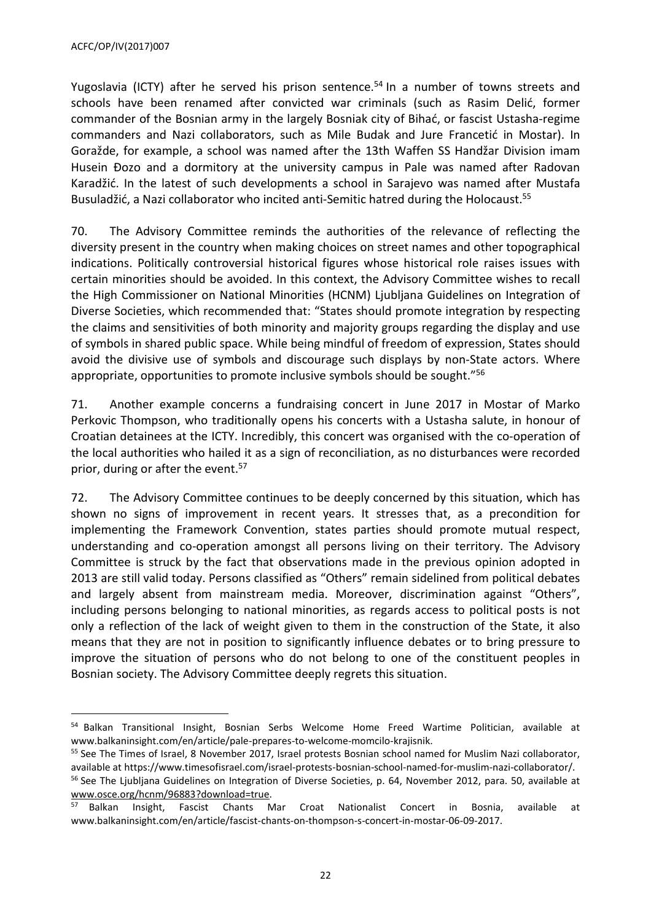Yugoslavia (ICTY) after he served his prison sentence.[54] In a number of towns streets and schools have been renamed after convicted war criminals (such as Rasim Delić, former commander of the Bosnian army in the largely Bosniak city of Bihać, or fascist Ustasha-regime commanders and Nazi collaborators, such as Mile Budak and Jure Francetić in Mostar). In Goražde, for example, a school was named after the 13th Waffen SS Handžar Division imam Husein Đozo and a dormitory at the university campus in Pale was named after Radovan Karadžić. In the latest of such developments a school in Sarajevo was named after Mustafa Busuladžić, a Nazi collaborator who incited anti-Semitic hatred during the Holocaust.[55]

70. The Advisory Committee reminds the authorities of the relevance of reflecting the diversity present in the country when making choices on street names and other topographical indications. Politically controversial historical figures whose historical role raises issues with certain minorities should be avoided. In this context, the Advisory Committee wishes to recall the High Commissioner on National Minorities (HCNM) Ljubljana Guidelines on Integration of Diverse Societies, which recommended that: "States should promote integration by respecting the claims and sensitivities of both minority and majority groups regarding the display and use of symbols in shared public space. While being mindful of freedom of expression, States should avoid the divisive use of symbols and discourage such displays by non-State actors. Where appropriate, opportunities to promote inclusive symbols should be sought."[56]

71. Another example concerns a fundraising concert in June 2017 in Mostar of Marko Perkovic Thompson, who traditionally opens his concerts with a Ustasha salute, in honour of Croatian detainees at the ICTY. Incredibly, this concert was organised with the co-operation of the local authorities who hailed it as a sign of reconciliation, as no disturbances were recorded prior, during or after the event.[57]

72. The Advisory Committee continues to be deeply concerned by this situation, which has shown no signs of improvement in recent years. It stresses that, as a precondition for implementing the Framework Convention, states parties should promote mutual respect, understanding and co-operation amongst all persons living on their territory. The Advisory Committee is struck by the fact that observations made in the previous opinion adopted in 2013 are still valid today. Persons classified as "Others" remain sidelined from political debates and largely absent from mainstream media. Moreover, discrimination against "Others", including persons belonging to national minorities, as regards access to political posts is not only a reflection of the lack of weight given to them in the construction of the State, it also means that they are not in position to significantly influence debates or to bring pressure to improve the situation of persons who do not belong to one of the constituent peoples in Bosnian society. The Advisory Committee deeply regrets this situation.

---

[54] Balkan Transitional Insight, Bosnian Serbs Welcome Home Freed Wartime Politician, available at www.balkaninsight.com/en/article/pale-prepares-to-welcome-momcilo-krajisnik.

[55] See The Times of Israel, 8 November 2017, Israel protests Bosnian school named for Muslim Nazi collaborator, available at https://www.timesofisrael.com/israel-protests-bosnian-school-named-for-muslim-nazi-collaborator/.

[56] See The Ljubljana Guidelines on Integration of Diverse Societies, p. 64, November 2012, para. 50, available at www.osce.org/hcnm/96883?download=true.

[57] Balkan Insight, Fascist Chants Mar Croat Nationalist Concert in Bosnia, available at www.balkaninsight.com/en/article/fascist-chants-on-thompson-s-concert-in-mostar-06-09-2017.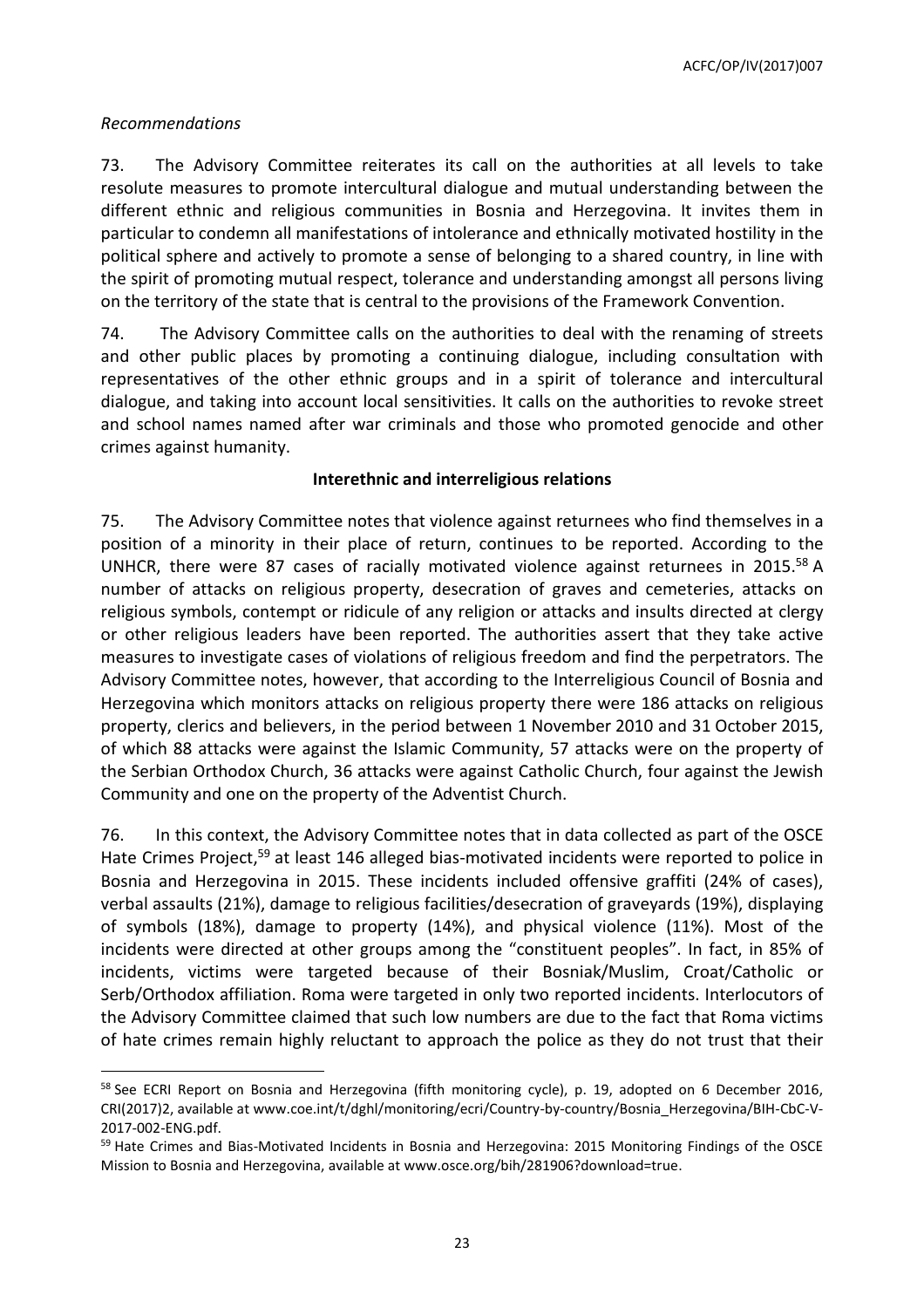*Recommendations*

73. The Advisory Committee reiterates its call on the authorities at all levels to take resolute measures to promote intercultural dialogue and mutual understanding between the different ethnic and religious communities in Bosnia and Herzegovina. It invites them in particular to condemn all manifestations of intolerance and ethnically motivated hostility in the political sphere and actively to promote a sense of belonging to a shared country, in line with the spirit of promoting mutual respect, tolerance and understanding amongst all persons living on the territory of the state that is central to the provisions of the Framework Convention.

74. The Advisory Committee calls on the authorities to deal with the renaming of streets and other public places by promoting a continuing dialogue, including consultation with representatives of the other ethnic groups and in a spirit of tolerance and intercultural dialogue, and taking into account local sensitivities. It calls on the authorities to revoke street and school names named after war criminals and those who promoted genocide and other crimes against humanity.

**Interethnic and interreligious relations**

75. The Advisory Committee notes that violence against returnees who find themselves in a position of a minority in their place of return, continues to be reported. According to the UNHCR, there were 87 cases of racially motivated violence against returnees in 2015.[58] A number of attacks on religious property, desecration of graves and cemeteries, attacks on religious symbols, contempt or ridicule of any religion or attacks and insults directed at clergy or other religious leaders have been reported. The authorities assert that they take active measures to investigate cases of violations of religious freedom and find the perpetrators. The Advisory Committee notes, however, that according to the Interreligious Council of Bosnia and Herzegovina which monitors attacks on religious property there were 186 attacks on religious property, clerics and believers, in the period between 1 November 2010 and 31 October 2015, of which 88 attacks were against the Islamic Community, 57 attacks were on the property of the Serbian Orthodox Church, 36 attacks were against Catholic Church, four against the Jewish Community and one on the property of the Adventist Church.

76. In this context, the Advisory Committee notes that in data collected as part of the OSCE Hate Crimes Project,[59] at least 146 alleged bias-motivated incidents were reported to police in Bosnia and Herzegovina in 2015. These incidents included offensive graffiti (24% of cases), verbal assaults (21%), damage to religious facilities/desecration of graveyards (19%), displaying of symbols (18%), damage to property (14%), and physical violence (11%). Most of the incidents were directed at other groups among the "constituent peoples". In fact, in 85% of incidents, victims were targeted because of their Bosniak/Muslim, Croat/Catholic or Serb/Orthodox affiliation. Roma were targeted in only two reported incidents. Interlocutors of the Advisory Committee claimed that such low numbers are due to the fact that Roma victims of hate crimes remain highly reluctant to approach the police as they do not trust that their

---

[58] See ECRI Report on Bosnia and Herzegovina (fifth monitoring cycle), p. 19, adopted on 6 December 2016, CRI(2017)2, available at www.coe.int/t/dghl/monitoring/ecri/Country-by-country/Bosnia_Herzegovina/BIH-CbC-V-2017-002-ENG.pdf.

[59] Hate Crimes and Bias-Motivated Incidents in Bosnia and Herzegovina: 2015 Monitoring Findings of the OSCE Mission to Bosnia and Herzegovina, available at www.osce.org/bih/281906?download=true.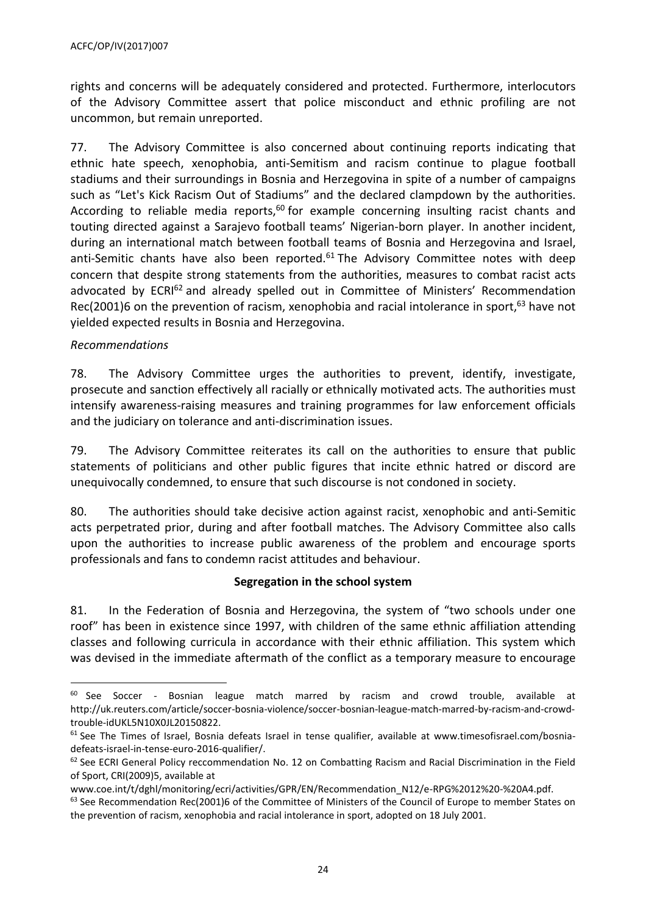rights and concerns will be adequately considered and protected. Furthermore, interlocutors of the Advisory Committee assert that police misconduct and ethnic profiling are not uncommon, but remain unreported.

77. The Advisory Committee is also concerned about continuing reports indicating that ethnic hate speech, xenophobia, anti-Semitism and racism continue to plague football stadiums and their surroundings in Bosnia and Herzegovina in spite of a number of campaigns such as "Let's Kick Racism Out of Stadiums" and the declared clampdown by the authorities. According to reliable media reports,[60] for example concerning insulting racist chants and touting directed against a Sarajevo football teams' Nigerian-born player. In another incident, during an international match between football teams of Bosnia and Herzegovina and Israel, anti-Semitic chants have also been reported.[61] The Advisory Committee notes with deep concern that despite strong statements from the authorities, measures to combat racist acts advocated by ECRI[62] and already spelled out in Committee of Ministers' Recommendation Rec(2001)6 on the prevention of racism, xenophobia and racial intolerance in sport,[63] have not yielded expected results in Bosnia and Herzegovina.

*Recommendations*

78. The Advisory Committee urges the authorities to prevent, identify, investigate, prosecute and sanction effectively all racially or ethnically motivated acts. The authorities must intensify awareness-raising measures and training programmes for law enforcement officials and the judiciary on tolerance and anti-discrimination issues.

79. The Advisory Committee reiterates its call on the authorities to ensure that public statements of politicians and other public figures that incite ethnic hatred or discord are unequivocally condemned, to ensure that such discourse is not condoned in society.

80. The authorities should take decisive action against racist, xenophobic and anti-Semitic acts perpetrated prior, during and after football matches. The Advisory Committee also calls upon the authorities to increase public awareness of the problem and encourage sports professionals and fans to condemn racist attitudes and behaviour.

**Segregation in the school system**

81. In the Federation of Bosnia and Herzegovina, the system of "two schools under one roof" has been in existence since 1997, with children of the same ethnic affiliation attending classes and following curricula in accordance with their ethnic affiliation. This system which was devised in the immediate aftermath of the conflict as a temporary measure to encourage

---

[60] See Soccer - Bosnian league match marred by racism and crowd trouble, available at http://uk.reuters.com/article/soccer-bosnia-violence/soccer-bosnian-league-match-marred-by-racism-and-crowd-trouble-idUKL5N10X0JL20150822.

[61] See The Times of Israel, Bosnia defeats Israel in tense qualifier, available at www.timesofisrael.com/bosnia-defeats-israel-in-tense-euro-2016-qualifier/.

[62] See ECRI General Policy reccommendation No. 12 on Combatting Racism and Racial Discrimination in the Field of Sport, CRI(2009)5, available at www.coe.int/t/dghl/monitoring/ecri/activities/GPR/EN/Recommendation_N12/e-RPG%2012%20-%20A4.pdf.

[63] See Recommendation Rec(2001)6 of the Committee of Ministers of the Council of Europe to member States on the prevention of racism, xenophobia and racial intolerance in sport, adopted on 18 July 2001.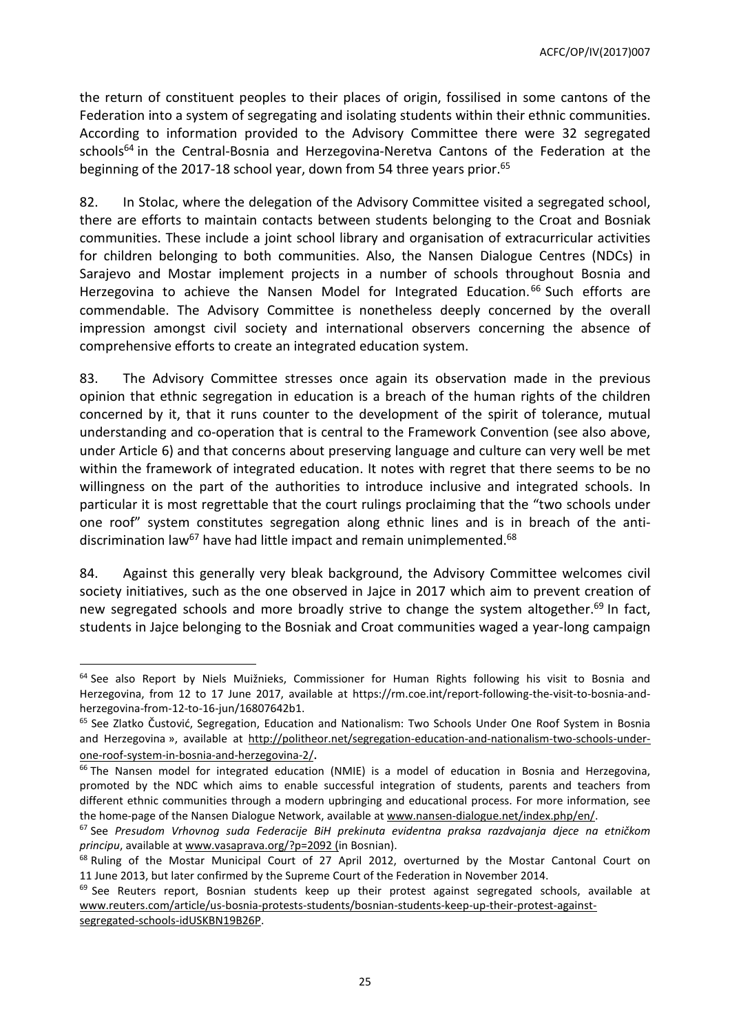the return of constituent peoples to their places of origin, fossilised in some cantons of the Federation into a system of segregating and isolating students within their ethnic communities. According to information provided to the Advisory Committee there were 32 segregated schools[64] in the Central-Bosnia and Herzegovina-Neretva Cantons of the Federation at the beginning of the 2017-18 school year, down from 54 three years prior.[65]

82. In Stolac, where the delegation of the Advisory Committee visited a segregated school, there are efforts to maintain contacts between students belonging to the Croat and Bosniak communities. These include a joint school library and organisation of extracurricular activities for children belonging to both communities. Also, the Nansen Dialogue Centres (NDCs) in Sarajevo and Mostar implement projects in a number of schools throughout Bosnia and Herzegovina to achieve the Nansen Model for Integrated Education.[66] Such efforts are commendable. The Advisory Committee is nonetheless deeply concerned by the overall impression amongst civil society and international observers concerning the absence of comprehensive efforts to create an integrated education system.

83. The Advisory Committee stresses once again its observation made in the previous opinion that ethnic segregation in education is a breach of the human rights of the children concerned by it, that it runs counter to the development of the spirit of tolerance, mutual understanding and co-operation that is central to the Framework Convention (see also above, under Article 6) and that concerns about preserving language and culture can very well be met within the framework of integrated education. It notes with regret that there seems to be no willingness on the part of the authorities to introduce inclusive and integrated schools. In particular it is most regrettable that the court rulings proclaiming that the "two schools under one roof" system constitutes segregation along ethnic lines and is in breach of the anti-discrimination law[67] have had little impact and remain unimplemented.[68]

84. Against this generally very bleak background, the Advisory Committee welcomes civil society initiatives, such as the one observed in Jajce in 2017 which aim to prevent creation of new segregated schools and more broadly strive to change the system altogether.[69] In fact, students in Jajce belonging to the Bosniak and Croat communities waged a year-long campaign

---

[64] See also Report by Niels Muižnieks, Commissioner for Human Rights following his visit to Bosnia and Herzegovina, from 12 to 17 June 2017, available at https://rm.coe.int/report-following-the-visit-to-bosnia-and-herzegovina-from-12-to-16-jun/16807642b1.

[65] See Zlatko Čustović, Segregation, Education and Nationalism: Two Schools Under One Roof System in Bosnia and Herzegovina », available at http://politheor.net/segregation-education-and-nationalism-two-schools-under-one-roof-system-in-bosnia-and-herzegovina-2/.

[66] The Nansen model for integrated education (NMIE) is a model of education in Bosnia and Herzegovina, promoted by the NDC which aims to enable successful integration of students, parents and teachers from different ethnic communities through a modern upbringing and educational process. For more information, see the home-page of the Nansen Dialogue Network, available at www.nansen-dialogue.net/index.php/en/.

[67] See *Presudom Vrhovnog suda Federacije BiH prekinuta evidentna praksa razdvajanja djece na etničkom principu*, available at www.vasaprava.org/?p=2092 (in Bosnian).

[68] Ruling of the Mostar Municipal Court of 27 April 2012, overturned by the Mostar Cantonal Court on 11 June 2013, but later confirmed by the Supreme Court of the Federation in November 2014.

[69] See Reuters report, Bosnian students keep up their protest against segregated schools, available at www.reuters.com/article/us-bosnia-protests-students/bosnian-students-keep-up-their-protest-against-segregated-schools-idUSKBN19B26P.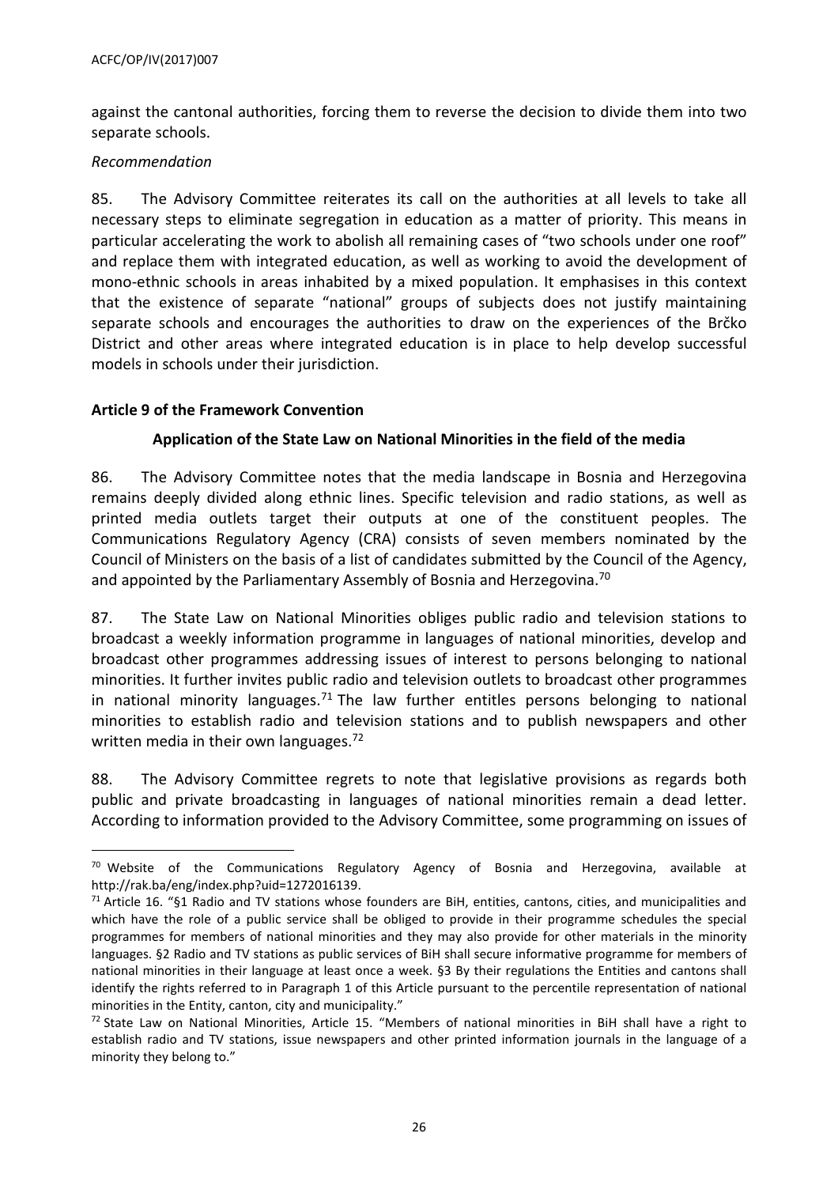against the cantonal authorities, forcing them to reverse the decision to divide them into two separate schools.

*Recommendation*

85. The Advisory Committee reiterates its call on the authorities at all levels to take all necessary steps to eliminate segregation in education as a matter of priority. This means in particular accelerating the work to abolish all remaining cases of "two schools under one roof" and replace them with integrated education, as well as working to avoid the development of mono-ethnic schools in areas inhabited by a mixed population. It emphasises in this context that the existence of separate "national" groups of subjects does not justify maintaining separate schools and encourages the authorities to draw on the experiences of the Brčko District and other areas where integrated education is in place to help develop successful models in schools under their jurisdiction.

**Article 9 of the Framework Convention**

**Application of the State Law on National Minorities in the field of the media**

86. The Advisory Committee notes that the media landscape in Bosnia and Herzegovina remains deeply divided along ethnic lines. Specific television and radio stations, as well as printed media outlets target their outputs at one of the constituent peoples. The Communications Regulatory Agency (CRA) consists of seven members nominated by the Council of Ministers on the basis of a list of candidates submitted by the Council of the Agency, and appointed by the Parliamentary Assembly of Bosnia and Herzegovina.[70]

87. The State Law on National Minorities obliges public radio and television stations to broadcast a weekly information programme in languages of national minorities, develop and broadcast other programmes addressing issues of interest to persons belonging to national minorities. It further invites public radio and television outlets to broadcast other programmes in national minority languages.[71] The law further entitles persons belonging to national minorities to establish radio and television stations and to publish newspapers and other written media in their own languages.[72]

88. The Advisory Committee regrets to note that legislative provisions as regards both public and private broadcasting in languages of national minorities remain a dead letter. According to information provided to the Advisory Committee, some programming on issues of

---

[70] Website of the Communications Regulatory Agency of Bosnia and Herzegovina, available at http://rak.ba/eng/index.php?uid=1272016139.

[71] Article 16. "§1 Radio and TV stations whose founders are BiH, entities, cantons, cities, and municipalities and which have the role of a public service shall be obliged to provide in their programme schedules the special programmes for members of national minorities and they may also provide for other materials in the minority languages. §2 Radio and TV stations as public services of BiH shall secure informative programme for members of national minorities in their language at least once a week. §3 By their regulations the Entities and cantons shall identify the rights referred to in Paragraph 1 of this Article pursuant to the percentile representation of national minorities in the Entity, canton, city and municipality."

[72] State Law on National Minorities, Article 15. "Members of national minorities in BiH shall have a right to establish radio and TV stations, issue newspapers and other printed information journals in the language of a minority they belong to."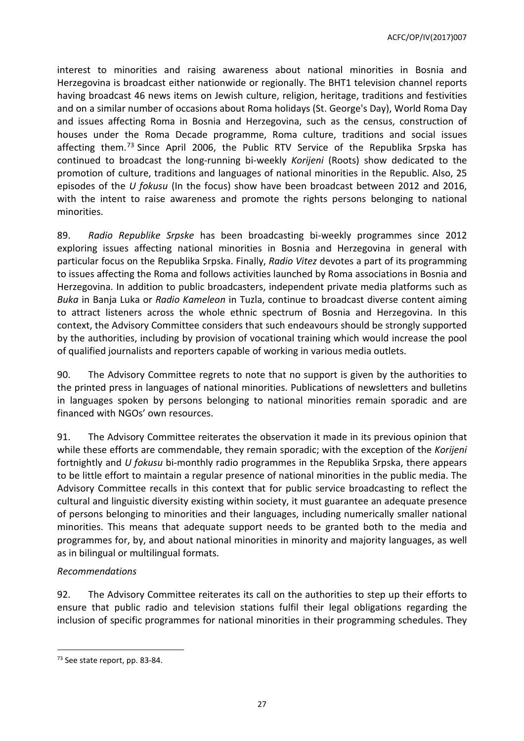interest to minorities and raising awareness about national minorities in Bosnia and Herzegovina is broadcast either nationwide or regionally. The BHT1 television channel reports having broadcast 46 news items on Jewish culture, religion, heritage, traditions and festivities and on a similar number of occasions about Roma holidays (St. George's Day), World Roma Day and issues affecting Roma in Bosnia and Herzegovina, such as the census, construction of houses under the Roma Decade programme, Roma culture, traditions and social issues affecting them.[73] Since April 2006, the Public RTV Service of the Republika Srpska has continued to broadcast the long-running bi-weekly *Korijeni* (Roots) show dedicated to the promotion of culture, traditions and languages of national minorities in the Republic. Also, 25 episodes of the *U fokusu* (In the focus) show have been broadcast between 2012 and 2016, with the intent to raise awareness and promote the rights persons belonging to national minorities.

89. *Radio Republike Srpske* has been broadcasting bi-weekly programmes since 2012 exploring issues affecting national minorities in Bosnia and Herzegovina in general with particular focus on the Republika Srpska. Finally, *Radio Vitez* devotes a part of its programming to issues affecting the Roma and follows activities launched by Roma associations in Bosnia and Herzegovina. In addition to public broadcasters, independent private media platforms such as *Buka* in Banja Luka or *Radio Kameleon* in Tuzla, continue to broadcast diverse content aiming to attract listeners across the whole ethnic spectrum of Bosnia and Herzegovina. In this context, the Advisory Committee considers that such endeavours should be strongly supported by the authorities, including by provision of vocational training which would increase the pool of qualified journalists and reporters capable of working in various media outlets.

90. The Advisory Committee regrets to note that no support is given by the authorities to the printed press in languages of national minorities. Publications of newsletters and bulletins in languages spoken by persons belonging to national minorities remain sporadic and are financed with NGOs' own resources.

91. The Advisory Committee reiterates the observation it made in its previous opinion that while these efforts are commendable, they remain sporadic; with the exception of the *Korijeni* fortnightly and *U fokusu* bi-monthly radio programmes in the Republika Srpska, there appears to be little effort to maintain a regular presence of national minorities in the public media. The Advisory Committee recalls in this context that for public service broadcasting to reflect the cultural and linguistic diversity existing within society, it must guarantee an adequate presence of persons belonging to minorities and their languages, including numerically smaller national minorities. This means that adequate support needs to be granted both to the media and programmes for, by, and about national minorities in minority and majority languages, as well as in bilingual or multilingual formats.

*Recommendations*

92. The Advisory Committee reiterates its call on the authorities to step up their efforts to ensure that public radio and television stations fulfil their legal obligations regarding the inclusion of specific programmes for national minorities in their programming schedules. They

---

[73] See state report, pp. 83-84.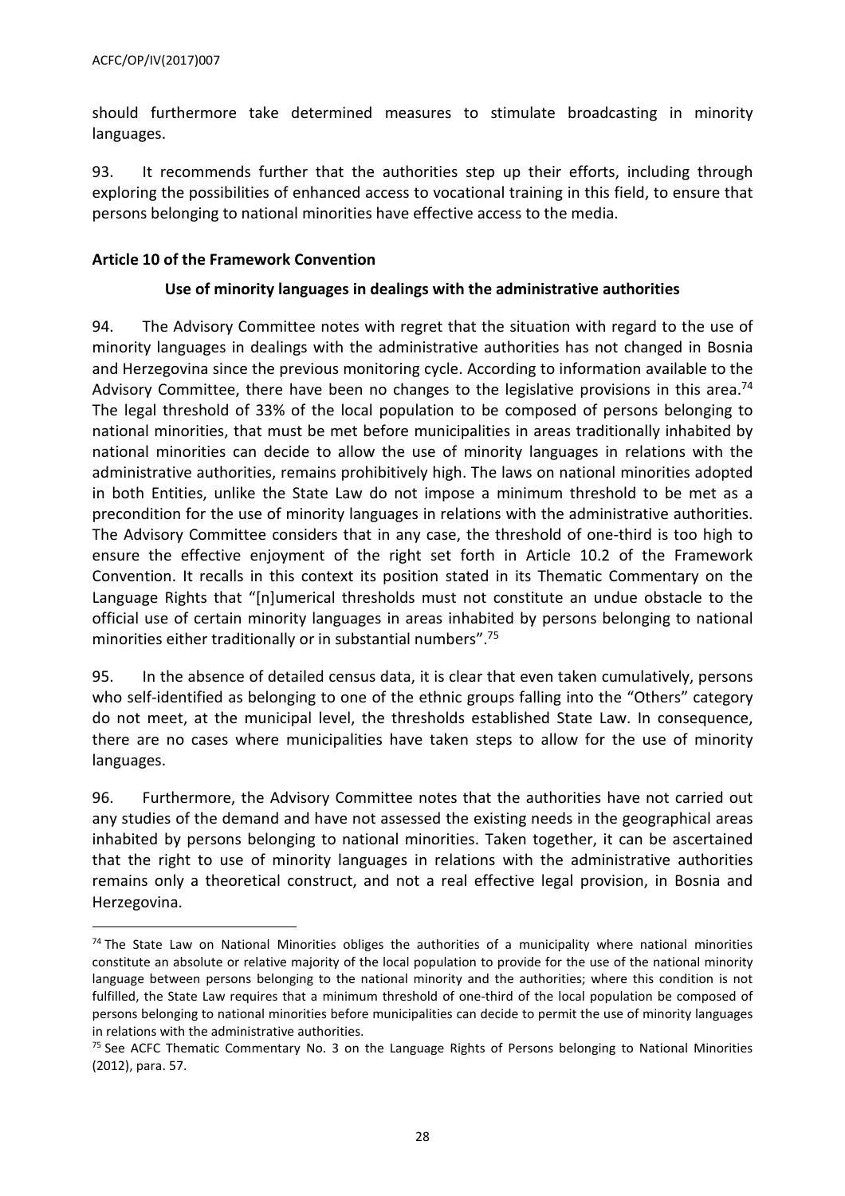should furthermore take determined measures to stimulate broadcasting in minority languages.

93. It recommends further that the authorities step up their efforts, including through exploring the possibilities of enhanced access to vocational training in this field, to ensure that persons belonging to national minorities have effective access to the media.

### Article 10 of the Framework Convention

#### Use of minority languages in dealings with the administrative authorities

94. The Advisory Committee notes with regret that the situation with regard to the use of minority languages in dealings with the administrative authorities has not changed in Bosnia and Herzegovina since the previous monitoring cycle. According to information available to the Advisory Committee, there have been no changes to the legislative provisions in this area.[74] The legal threshold of 33% of the local population to be composed of persons belonging to national minorities, that must be met before municipalities in areas traditionally inhabited by national minorities can decide to allow the use of minority languages in relations with the administrative authorities, remains prohibitively high. The laws on national minorities adopted in both Entities, unlike the State Law do not impose a minimum threshold to be met as a precondition for the use of minority languages in relations with the administrative authorities. The Advisory Committee considers that in any case, the threshold of one-third is too high to ensure the effective enjoyment of the right set forth in Article 10.2 of the Framework Convention. It recalls in this context its position stated in its Thematic Commentary on the Language Rights that "[n]umerical thresholds must not constitute an undue obstacle to the official use of certain minority languages in areas inhabited by persons belonging to national minorities either traditionally or in substantial numbers".[75]

95. In the absence of detailed census data, it is clear that even taken cumulatively, persons who self-identified as belonging to one of the ethnic groups falling into the "Others" category do not meet, at the municipal level, the thresholds established State Law. In consequence, there are no cases where municipalities have taken steps to allow for the use of minority languages.

96. Furthermore, the Advisory Committee notes that the authorities have not carried out any studies of the demand and have not assessed the existing needs in the geographical areas inhabited by persons belonging to national minorities. Taken together, it can be ascertained that the right to use of minority languages in relations with the administrative authorities remains only a theoretical construct, and not a real effective legal provision, in Bosnia and Herzegovina.

---

[74] The State Law on National Minorities obliges the authorities of a municipality where national minorities constitute an absolute or relative majority of the local population to provide for the use of the national minority language between persons belonging to the national minority and the authorities; where this condition is not fulfilled, the State Law requires that a minimum threshold of one-third of the local population be composed of persons belonging to national minorities before municipalities can decide to permit the use of minority languages in relations with the administrative authorities.

[75] See ACFC Thematic Commentary No. 3 on the Language Rights of Persons belonging to National Minorities (2012), para. 57.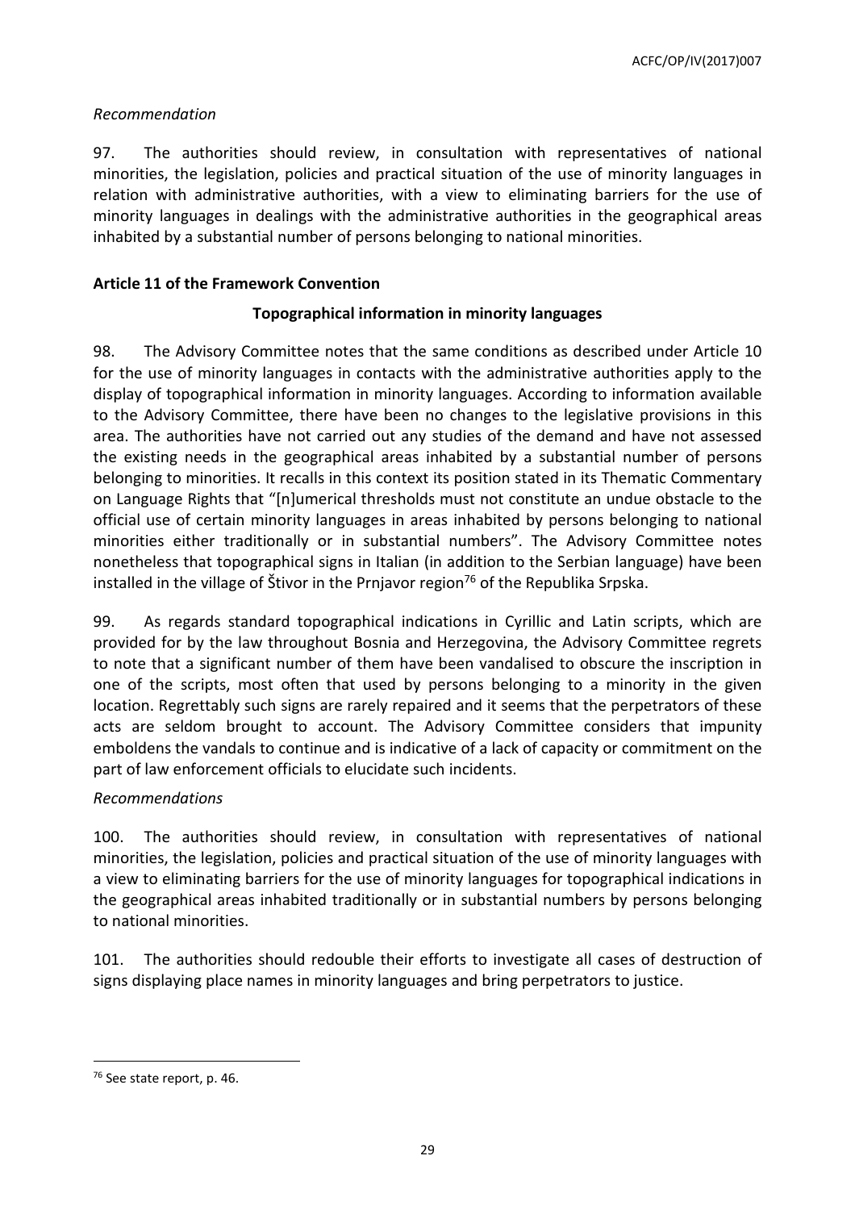*Recommendation*

97. The authorities should review, in consultation with representatives of national minorities, the legislation, policies and practical situation of the use of minority languages in relation with administrative authorities, with a view to eliminating barriers for the use of minority languages in dealings with the administrative authorities in the geographical areas inhabited by a substantial number of persons belonging to national minorities.

### Article 11 of the Framework Convention

#### Topographical information in minority languages

98. The Advisory Committee notes that the same conditions as described under Article 10 for the use of minority languages in contacts with the administrative authorities apply to the display of topographical information in minority languages. According to information available to the Advisory Committee, there have been no changes to the legislative provisions in this area. The authorities have not carried out any studies of the demand and have not assessed the existing needs in the geographical areas inhabited by a substantial number of persons belonging to minorities. It recalls in this context its position stated in its Thematic Commentary on Language Rights that "[n]umerical thresholds must not constitute an undue obstacle to the official use of certain minority languages in areas inhabited by persons belonging to national minorities either traditionally or in substantial numbers". The Advisory Committee notes nonetheless that topographical signs in Italian (in addition to the Serbian language) have been installed in the village of Štivor in the Prnjavor region[76] of the Republika Srpska.

99. As regards standard topographical indications in Cyrillic and Latin scripts, which are provided for by the law throughout Bosnia and Herzegovina, the Advisory Committee regrets to note that a significant number of them have been vandalised to obscure the inscription in one of the scripts, most often that used by persons belonging to a minority in the given location. Regrettably such signs are rarely repaired and it seems that the perpetrators of these acts are seldom brought to account. The Advisory Committee considers that impunity emboldens the vandals to continue and is indicative of a lack of capacity or commitment on the part of law enforcement officials to elucidate such incidents.

*Recommendations*

100. The authorities should review, in consultation with representatives of national minorities, the legislation, policies and practical situation of the use of minority languages with a view to eliminating barriers for the use of minority languages for topographical indications in the geographical areas inhabited traditionally or in substantial numbers by persons belonging to national minorities.

101. The authorities should redouble their efforts to investigate all cases of destruction of signs displaying place names in minority languages and bring perpetrators to justice.

---

[76] See state report, p. 46.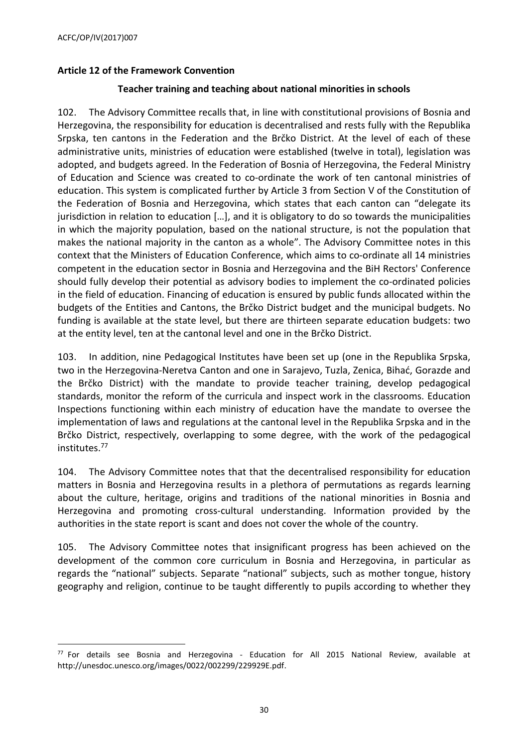## Article 12 of the Framework Convention

### Teacher training and teaching about national minorities in schools

102. The Advisory Committee recalls that, in line with constitutional provisions of Bosnia and Herzegovina, the responsibility for education is decentralised and rests fully with the Republika Srpska, ten cantons in the Federation and the Brčko District. At the level of each of these administrative units, ministries of education were established (twelve in total), legislation was adopted, and budgets agreed. In the Federation of Bosnia of Herzegovina, the Federal Ministry of Education and Science was created to co-ordinate the work of ten cantonal ministries of education. This system is complicated further by Article 3 from Section V of the Constitution of the Federation of Bosnia and Herzegovina, which states that each canton can "delegate its jurisdiction in relation to education […], and it is obligatory to do so towards the municipalities in which the majority population, based on the national structure, is not the population that makes the national majority in the canton as a whole". The Advisory Committee notes in this context that the Ministers of Education Conference, which aims to co-ordinate all 14 ministries competent in the education sector in Bosnia and Herzegovina and the BiH Rectors' Conference should fully develop their potential as advisory bodies to implement the co-ordinated policies in the field of education. Financing of education is ensured by public funds allocated within the budgets of the Entities and Cantons, the Brčko District budget and the municipal budgets. No funding is available at the state level, but there are thirteen separate education budgets: two at the entity level, ten at the cantonal level and one in the Brčko District.

103. In addition, nine Pedagogical Institutes have been set up (one in the Republika Srpska, two in the Herzegovina-Neretva Canton and one in Sarajevo, Tuzla, Zenica, Bihać, Gorazde and the Brčko District) with the mandate to provide teacher training, develop pedagogical standards, monitor the reform of the curricula and inspect work in the classrooms. Education Inspections functioning within each ministry of education have the mandate to oversee the implementation of laws and regulations at the cantonal level in the Republika Srpska and in the Brčko District, respectively, overlapping to some degree, with the work of the pedagogical institutes.[77]

104. The Advisory Committee notes that that the decentralised responsibility for education matters in Bosnia and Herzegovina results in a plethora of permutations as regards learning about the culture, heritage, origins and traditions of the national minorities in Bosnia and Herzegovina and promoting cross-cultural understanding. Information provided by the authorities in the state report is scant and does not cover the whole of the country.

105. The Advisory Committee notes that insignificant progress has been achieved on the development of the common core curriculum in Bosnia and Herzegovina, in particular as regards the "national" subjects. Separate "national" subjects, such as mother tongue, history geography and religion, continue to be taught differently to pupils according to whether they

---

[77] For details see Bosnia and Herzegovina - Education for All 2015 National Review, available at http://unesdoc.unesco.org/images/0022/002299/229929E.pdf.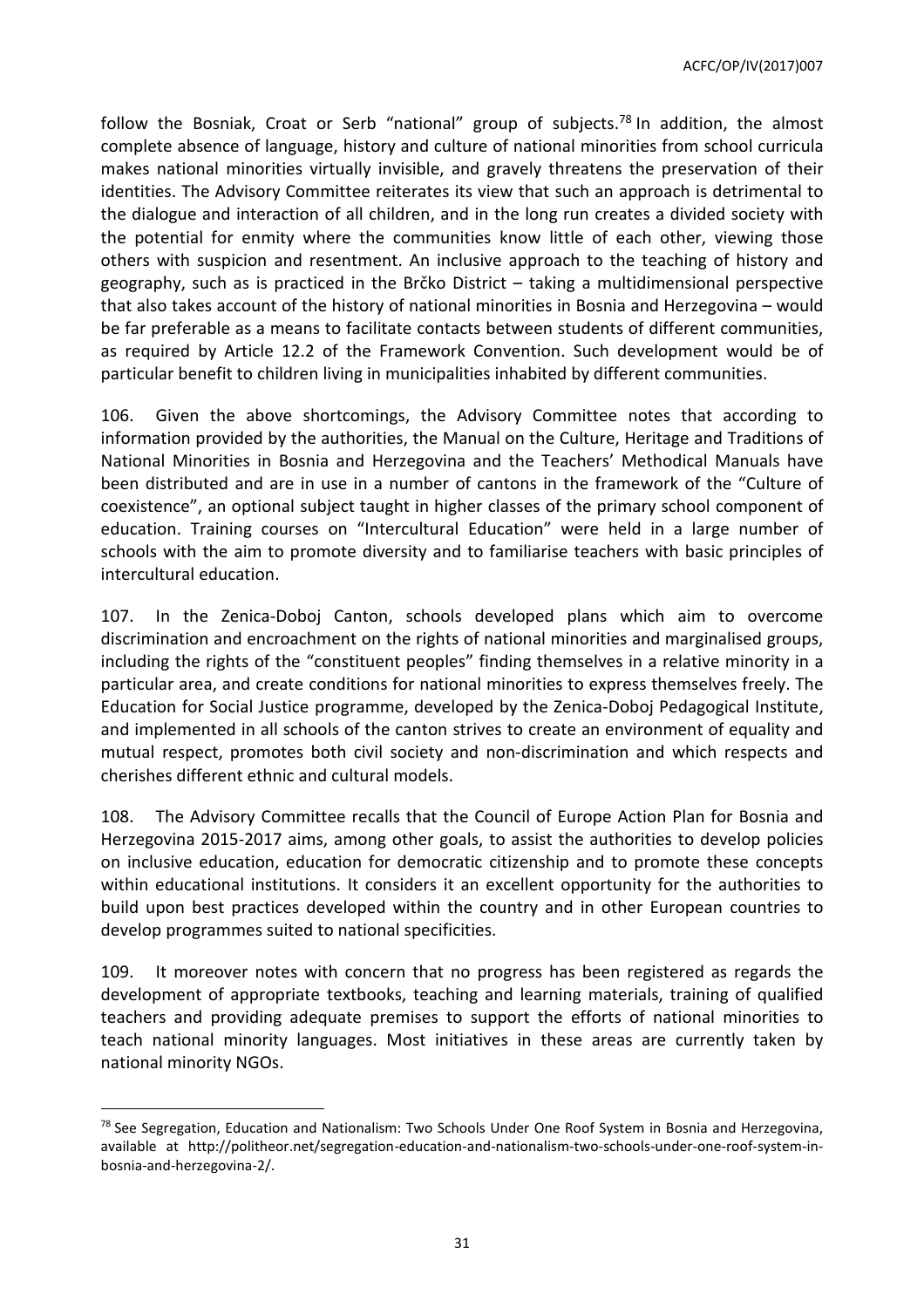follow the Bosniak, Croat or Serb "national" group of subjects.[78] In addition, the almost complete absence of language, history and culture of national minorities from school curricula makes national minorities virtually invisible, and gravely threatens the preservation of their identities. The Advisory Committee reiterates its view that such an approach is detrimental to the dialogue and interaction of all children, and in the long run creates a divided society with the potential for enmity where the communities know little of each other, viewing those others with suspicion and resentment. An inclusive approach to the teaching of history and geography, such as is practiced in the Brčko District – taking a multidimensional perspective that also takes account of the history of national minorities in Bosnia and Herzegovina – would be far preferable as a means to facilitate contacts between students of different communities, as required by Article 12.2 of the Framework Convention. Such development would be of particular benefit to children living in municipalities inhabited by different communities.

106. Given the above shortcomings, the Advisory Committee notes that according to information provided by the authorities, the Manual on the Culture, Heritage and Traditions of National Minorities in Bosnia and Herzegovina and the Teachers' Methodical Manuals have been distributed and are in use in a number of cantons in the framework of the "Culture of coexistence", an optional subject taught in higher classes of the primary school component of education. Training courses on "Intercultural Education" were held in a large number of schools with the aim to promote diversity and to familiarise teachers with basic principles of intercultural education.

107. In the Zenica-Doboj Canton, schools developed plans which aim to overcome discrimination and encroachment on the rights of national minorities and marginalised groups, including the rights of the "constituent peoples" finding themselves in a relative minority in a particular area, and create conditions for national minorities to express themselves freely. The Education for Social Justice programme, developed by the Zenica-Doboj Pedagogical Institute, and implemented in all schools of the canton strives to create an environment of equality and mutual respect, promotes both civil society and non-discrimination and which respects and cherishes different ethnic and cultural models.

108. The Advisory Committee recalls that the Council of Europe Action Plan for Bosnia and Herzegovina 2015-2017 aims, among other goals, to assist the authorities to develop policies on inclusive education, education for democratic citizenship and to promote these concepts within educational institutions. It considers it an excellent opportunity for the authorities to build upon best practices developed within the country and in other European countries to develop programmes suited to national specificities.

109. It moreover notes with concern that no progress has been registered as regards the development of appropriate textbooks, teaching and learning materials, training of qualified teachers and providing adequate premises to support the efforts of national minorities to teach national minority languages. Most initiatives in these areas are currently taken by national minority NGOs.

[78] See Segregation, Education and Nationalism: Two Schools Under One Roof System in Bosnia and Herzegovina, available at http://politheor.net/segregation-education-and-nationalism-two-schools-under-one-roof-system-in-bosnia-and-herzegovina-2/.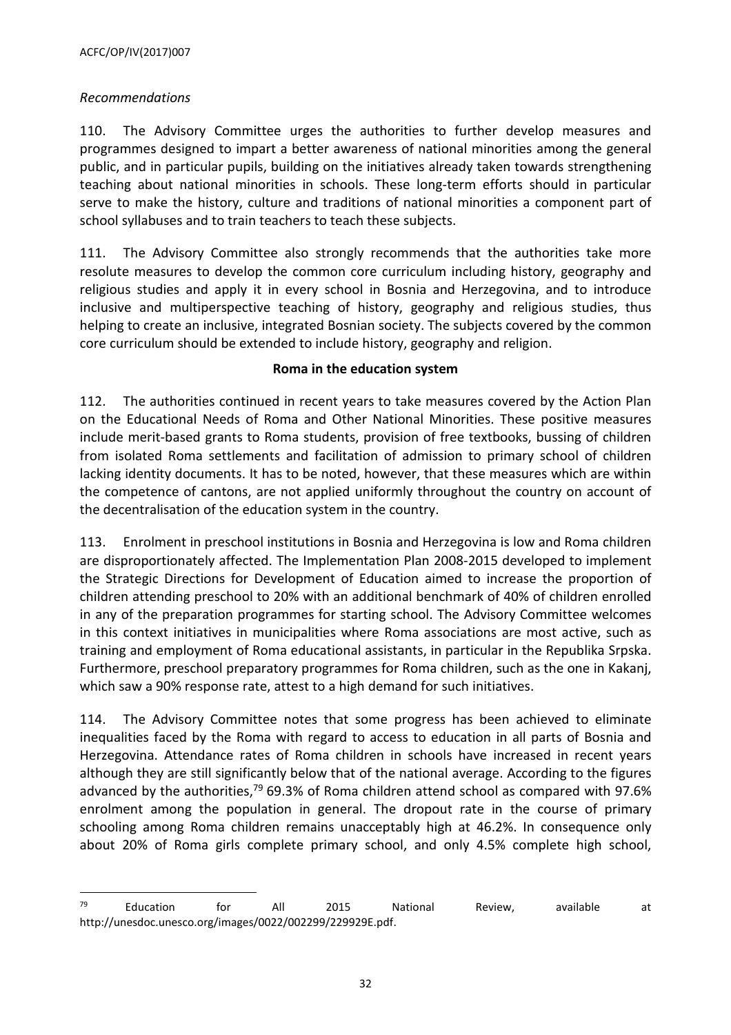*Recommendations*

110. The Advisory Committee urges the authorities to further develop measures and programmes designed to impart a better awareness of national minorities among the general public, and in particular pupils, building on the initiatives already taken towards strengthening teaching about national minorities in schools. These long-term efforts should in particular serve to make the history, culture and traditions of national minorities a component part of school syllabuses and to train teachers to teach these subjects.

111. The Advisory Committee also strongly recommends that the authorities take more resolute measures to develop the common core curriculum including history, geography and religious studies and apply it in every school in Bosnia and Herzegovina, and to introduce inclusive and multiperspective teaching of history, geography and religious studies, thus helping to create an inclusive, integrated Bosnian society. The subjects covered by the common core curriculum should be extended to include history, geography and religion.

**Roma in the education system**

112. The authorities continued in recent years to take measures covered by the Action Plan on the Educational Needs of Roma and Other National Minorities. These positive measures include merit-based grants to Roma students, provision of free textbooks, bussing of children from isolated Roma settlements and facilitation of admission to primary school of children lacking identity documents. It has to be noted, however, that these measures which are within the competence of cantons, are not applied uniformly throughout the country on account of the decentralisation of the education system in the country.

113. Enrolment in preschool institutions in Bosnia and Herzegovina is low and Roma children are disproportionately affected. The Implementation Plan 2008-2015 developed to implement the Strategic Directions for Development of Education aimed to increase the proportion of children attending preschool to 20% with an additional benchmark of 40% of children enrolled in any of the preparation programmes for starting school. The Advisory Committee welcomes in this context initiatives in municipalities where Roma associations are most active, such as training and employment of Roma educational assistants, in particular in the Republika Srpska. Furthermore, preschool preparatory programmes for Roma children, such as the one in Kakanj, which saw a 90% response rate, attest to a high demand for such initiatives.

114. The Advisory Committee notes that some progress has been achieved to eliminate inequalities faced by the Roma with regard to access to education in all parts of Bosnia and Herzegovina. Attendance rates of Roma children in schools have increased in recent years although they are still significantly below that of the national average. According to the figures advanced by the authorities,[79] 69.3% of Roma children attend school as compared with 97.6% enrolment among the population in general. The dropout rate in the course of primary schooling among Roma children remains unacceptably high at 46.2%. In consequence only about 20% of Roma girls complete primary school, and only 4.5% complete high school,

---

[79] Education for All 2015 National Review, available at http://unesdoc.unesco.org/images/0022/002299/229929E.pdf.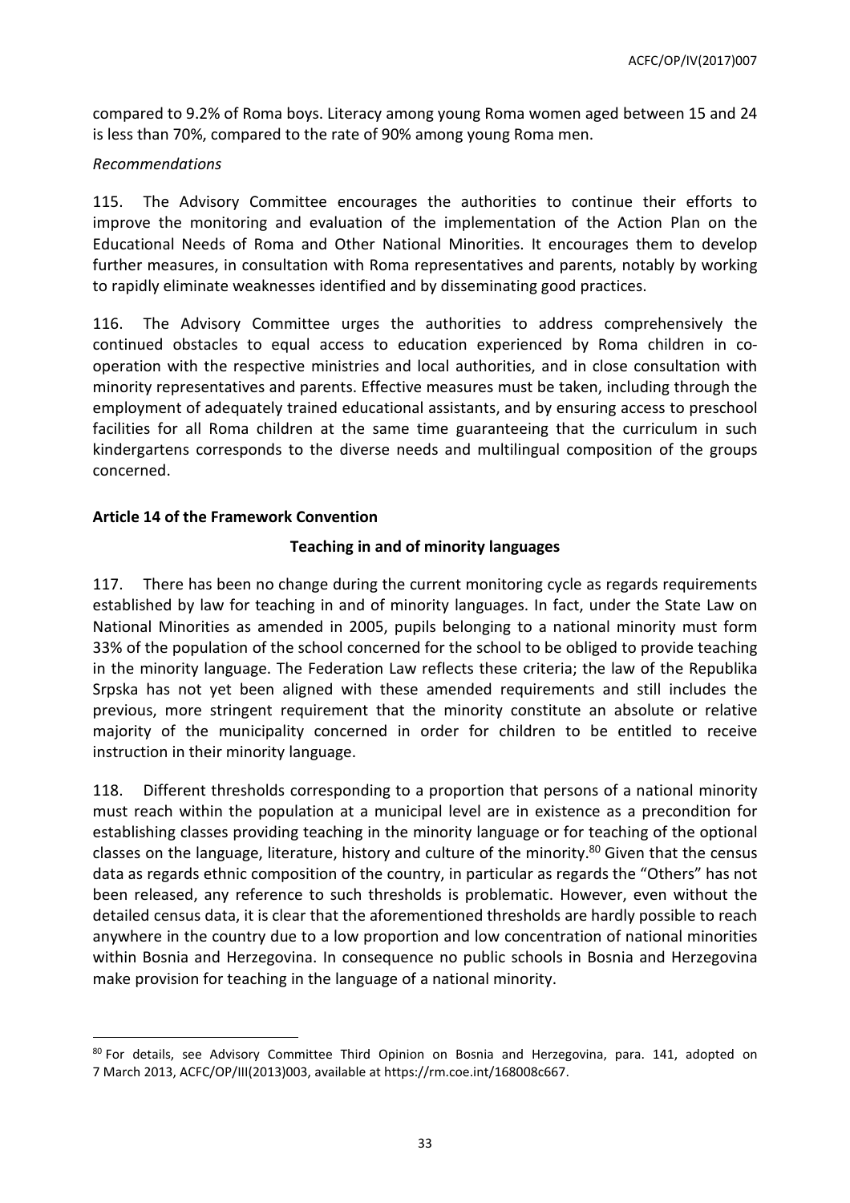compared to 9.2% of Roma boys. Literacy among young Roma women aged between 15 and 24 is less than 70%, compared to the rate of 90% among young Roma men.

*Recommendations*

115. The Advisory Committee encourages the authorities to continue their efforts to improve the monitoring and evaluation of the implementation of the Action Plan on the Educational Needs of Roma and Other National Minorities. It encourages them to develop further measures, in consultation with Roma representatives and parents, notably by working to rapidly eliminate weaknesses identified and by disseminating good practices.

116. The Advisory Committee urges the authorities to address comprehensively the continued obstacles to equal access to education experienced by Roma children in co-operation with the respective ministries and local authorities, and in close consultation with minority representatives and parents. Effective measures must be taken, including through the employment of adequately trained educational assistants, and by ensuring access to preschool facilities for all Roma children at the same time guaranteeing that the curriculum in such kindergartens corresponds to the diverse needs and multilingual composition of the groups concerned.

**Article 14 of the Framework Convention**

**Teaching in and of minority languages**

117. There has been no change during the current monitoring cycle as regards requirements established by law for teaching in and of minority languages. In fact, under the State Law on National Minorities as amended in 2005, pupils belonging to a national minority must form 33% of the population of the school concerned for the school to be obliged to provide teaching in the minority language. The Federation Law reflects these criteria; the law of the Republika Srpska has not yet been aligned with these amended requirements and still includes the previous, more stringent requirement that the minority constitute an absolute or relative majority of the municipality concerned in order for children to be entitled to receive instruction in their minority language.

118. Different thresholds corresponding to a proportion that persons of a national minority must reach within the population at a municipal level are in existence as a precondition for establishing classes providing teaching in the minority language or for teaching of the optional classes on the language, literature, history and culture of the minority.[80] Given that the census data as regards ethnic composition of the country, in particular as regards the "Others" has not been released, any reference to such thresholds is problematic. However, even without the detailed census data, it is clear that the aforementioned thresholds are hardly possible to reach anywhere in the country due to a low proportion and low concentration of national minorities within Bosnia and Herzegovina. In consequence no public schools in Bosnia and Herzegovina make provision for teaching in the language of a national minority.

[80] For details, see Advisory Committee Third Opinion on Bosnia and Herzegovina, para. 141, adopted on 7 March 2013, ACFC/OP/III(2013)003, available at https://rm.coe.int/168008c667.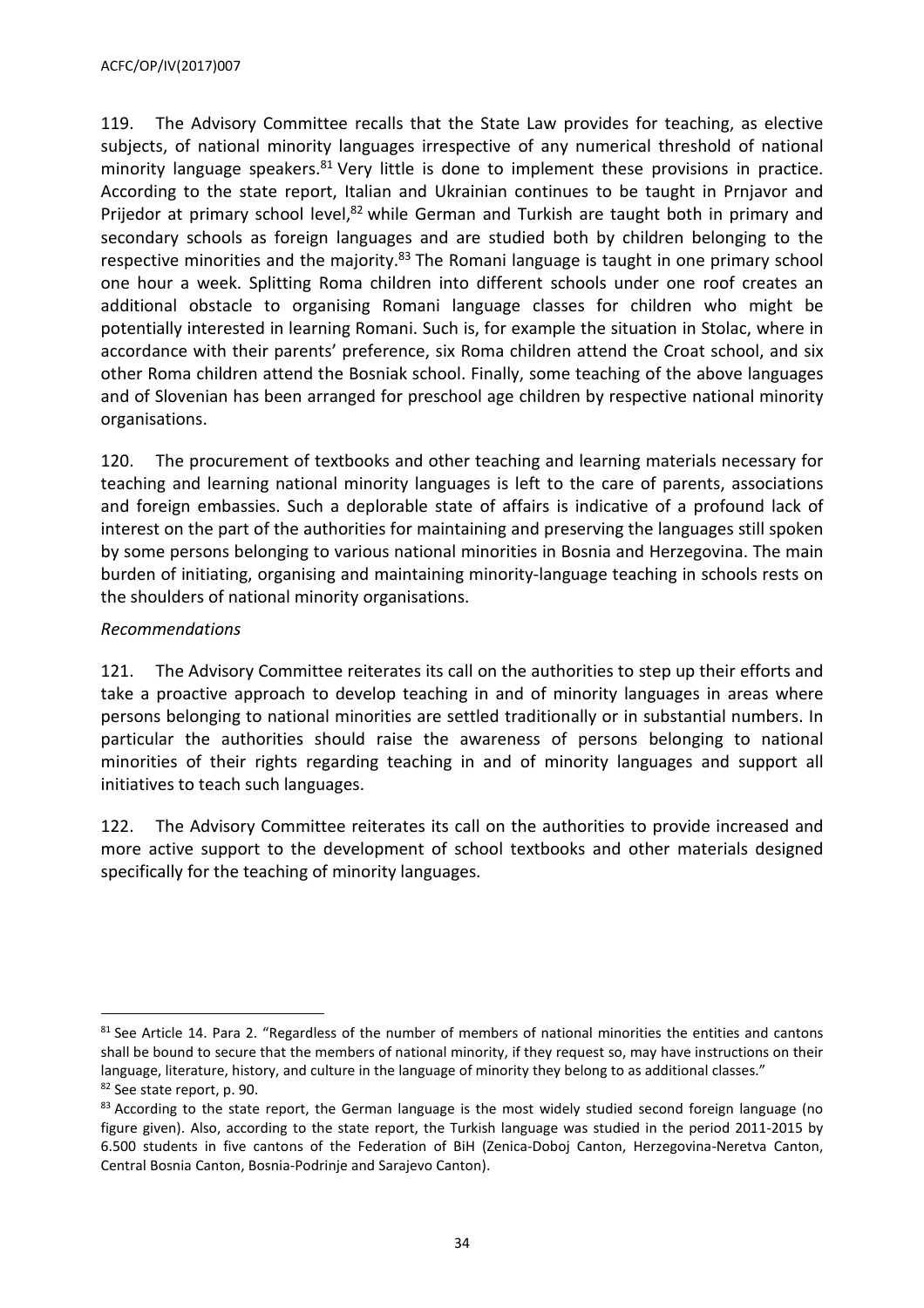119. The Advisory Committee recalls that the State Law provides for teaching, as elective subjects, of national minority languages irrespective of any numerical threshold of national minority language speakers.[81] Very little is done to implement these provisions in practice. According to the state report, Italian and Ukrainian continues to be taught in Prnjavor and Prijedor at primary school level,[82] while German and Turkish are taught both in primary and secondary schools as foreign languages and are studied both by children belonging to the respective minorities and the majority.[83] The Romani language is taught in one primary school one hour a week. Splitting Roma children into different schools under one roof creates an additional obstacle to organising Romani language classes for children who might be potentially interested in learning Romani. Such is, for example the situation in Stolac, where in accordance with their parents' preference, six Roma children attend the Croat school, and six other Roma children attend the Bosniak school. Finally, some teaching of the above languages and of Slovenian has been arranged for preschool age children by respective national minority organisations.

120. The procurement of textbooks and other teaching and learning materials necessary for teaching and learning national minority languages is left to the care of parents, associations and foreign embassies. Such a deplorable state of affairs is indicative of a profound lack of interest on the part of the authorities for maintaining and preserving the languages still spoken by some persons belonging to various national minorities in Bosnia and Herzegovina. The main burden of initiating, organising and maintaining minority-language teaching in schools rests on the shoulders of national minority organisations.

*Recommendations*

121. The Advisory Committee reiterates its call on the authorities to step up their efforts and take a proactive approach to develop teaching in and of minority languages in areas where persons belonging to national minorities are settled traditionally or in substantial numbers. In particular the authorities should raise the awareness of persons belonging to national minorities of their rights regarding teaching in and of minority languages and support all initiatives to teach such languages.

122. The Advisory Committee reiterates its call on the authorities to provide increased and more active support to the development of school textbooks and other materials designed specifically for the teaching of minority languages.

---

[81] See Article 14. Para 2. "Regardless of the number of members of national minorities the entities and cantons shall be bound to secure that the members of national minority, if they request so, may have instructions on their language, literature, history, and culture in the language of minority they belong to as additional classes."

[82] See state report, p. 90.

[83] According to the state report, the German language is the most widely studied second foreign language (no figure given). Also, according to the state report, the Turkish language was studied in the period 2011-2015 by 6.500 students in five cantons of the Federation of BiH (Zenica-Doboj Canton, Herzegovina-Neretva Canton, Central Bosnia Canton, Bosnia-Podrinje and Sarajevo Canton).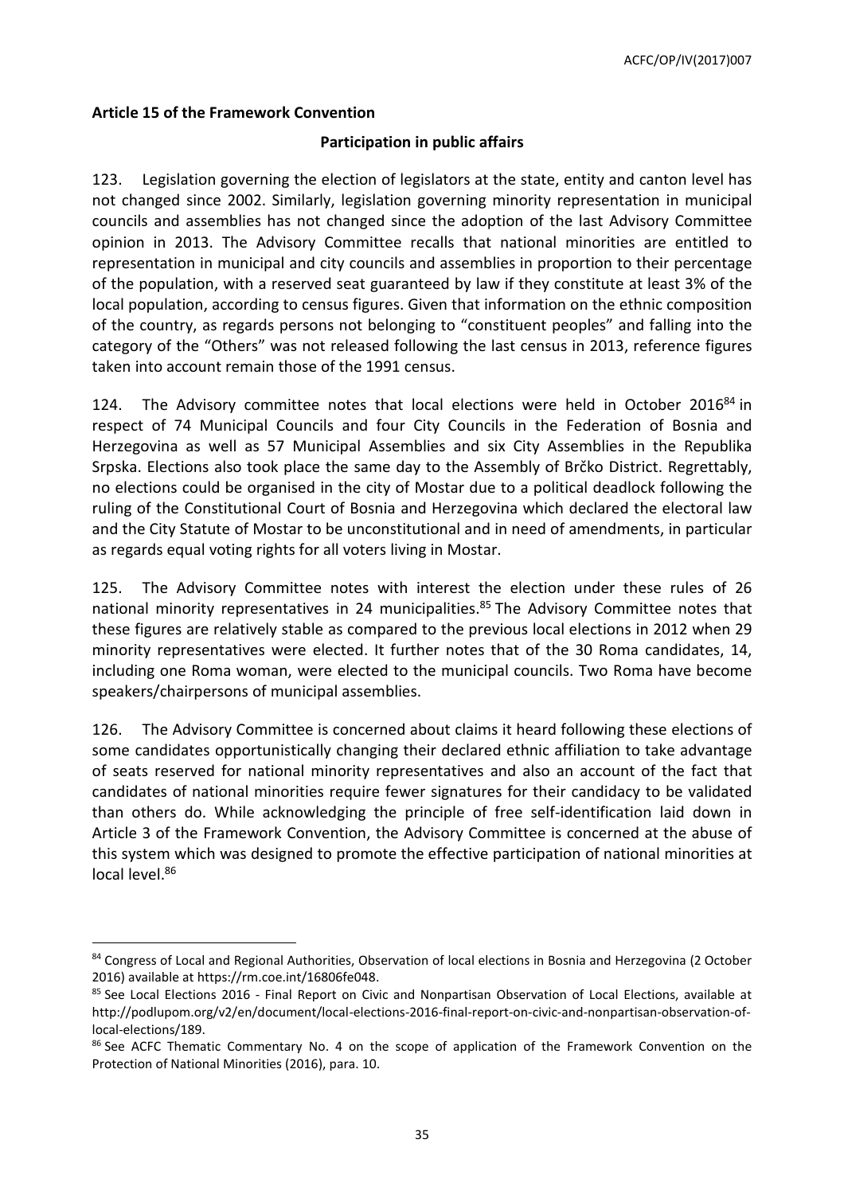**Article 15 of the Framework Convention**

**Participation in public affairs**

123. Legislation governing the election of legislators at the state, entity and canton level has not changed since 2002. Similarly, legislation governing minority representation in municipal councils and assemblies has not changed since the adoption of the last Advisory Committee opinion in 2013. The Advisory Committee recalls that national minorities are entitled to representation in municipal and city councils and assemblies in proportion to their percentage of the population, with a reserved seat guaranteed by law if they constitute at least 3% of the local population, according to census figures. Given that information on the ethnic composition of the country, as regards persons not belonging to "constituent peoples" and falling into the category of the "Others" was not released following the last census in 2013, reference figures taken into account remain those of the 1991 census.

124. The Advisory committee notes that local elections were held in October 2016[84] in respect of 74 Municipal Councils and four City Councils in the Federation of Bosnia and Herzegovina as well as 57 Municipal Assemblies and six City Assemblies in the Republika Srpska. Elections also took place the same day to the Assembly of Brčko District. Regrettably, no elections could be organised in the city of Mostar due to a political deadlock following the ruling of the Constitutional Court of Bosnia and Herzegovina which declared the electoral law and the City Statute of Mostar to be unconstitutional and in need of amendments, in particular as regards equal voting rights for all voters living in Mostar.

125. The Advisory Committee notes with interest the election under these rules of 26 national minority representatives in 24 municipalities.[85] The Advisory Committee notes that these figures are relatively stable as compared to the previous local elections in 2012 when 29 minority representatives were elected. It further notes that of the 30 Roma candidates, 14, including one Roma woman, were elected to the municipal councils. Two Roma have become speakers/chairpersons of municipal assemblies.

126. The Advisory Committee is concerned about claims it heard following these elections of some candidates opportunistically changing their declared ethnic affiliation to take advantage of seats reserved for national minority representatives and also an account of the fact that candidates of national minorities require fewer signatures for their candidacy to be validated than others do. While acknowledging the principle of free self-identification laid down in Article 3 of the Framework Convention, the Advisory Committee is concerned at the abuse of this system which was designed to promote the effective participation of national minorities at local level.[86]

---

[84] Congress of Local and Regional Authorities, Observation of local elections in Bosnia and Herzegovina (2 October 2016) available at https://rm.coe.int/16806fe048.

[85] See Local Elections 2016 - Final Report on Civic and Nonpartisan Observation of Local Elections, available at http://podlupom.org/v2/en/document/local-elections-2016-final-report-on-civic-and-nonpartisan-observation-of-local-elections/189.

[86] See ACFC Thematic Commentary No. 4 on the scope of application of the Framework Convention on the Protection of National Minorities (2016), para. 10.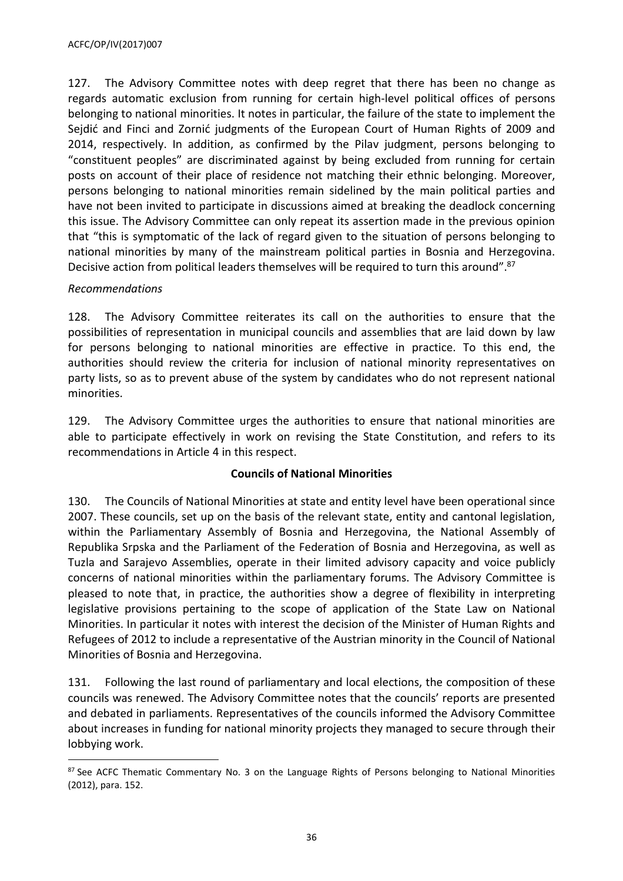127. The Advisory Committee notes with deep regret that there has been no change as regards automatic exclusion from running for certain high-level political offices of persons belonging to national minorities. It notes in particular, the failure of the state to implement the Sejdić and Finci and Zornić judgments of the European Court of Human Rights of 2009 and 2014, respectively. In addition, as confirmed by the Pilav judgment, persons belonging to "constituent peoples" are discriminated against by being excluded from running for certain posts on account of their place of residence not matching their ethnic belonging. Moreover, persons belonging to national minorities remain sidelined by the main political parties and have not been invited to participate in discussions aimed at breaking the deadlock concerning this issue. The Advisory Committee can only repeat its assertion made in the previous opinion that "this is symptomatic of the lack of regard given to the situation of persons belonging to national minorities by many of the mainstream political parties in Bosnia and Herzegovina. Decisive action from political leaders themselves will be required to turn this around".[87]

*Recommendations*

128. The Advisory Committee reiterates its call on the authorities to ensure that the possibilities of representation in municipal councils and assemblies that are laid down by law for persons belonging to national minorities are effective in practice. To this end, the authorities should review the criteria for inclusion of national minority representatives on party lists, so as to prevent abuse of the system by candidates who do not represent national minorities.

129. The Advisory Committee urges the authorities to ensure that national minorities are able to participate effectively in work on revising the State Constitution, and refers to its recommendations in Article 4 in this respect.

**Councils of National Minorities**

130. The Councils of National Minorities at state and entity level have been operational since 2007. These councils, set up on the basis of the relevant state, entity and cantonal legislation, within the Parliamentary Assembly of Bosnia and Herzegovina, the National Assembly of Republika Srpska and the Parliament of the Federation of Bosnia and Herzegovina, as well as Tuzla and Sarajevo Assemblies, operate in their limited advisory capacity and voice publicly concerns of national minorities within the parliamentary forums. The Advisory Committee is pleased to note that, in practice, the authorities show a degree of flexibility in interpreting legislative provisions pertaining to the scope of application of the State Law on National Minorities. In particular it notes with interest the decision of the Minister of Human Rights and Refugees of 2012 to include a representative of the Austrian minority in the Council of National Minorities of Bosnia and Herzegovina.

131. Following the last round of parliamentary and local elections, the composition of these councils was renewed. The Advisory Committee notes that the councils' reports are presented and debated in parliaments. Representatives of the councils informed the Advisory Committee about increases in funding for national minority projects they managed to secure through their lobbying work.

---

[87] See ACFC Thematic Commentary No. 3 on the Language Rights of Persons belonging to National Minorities (2012), para. 152.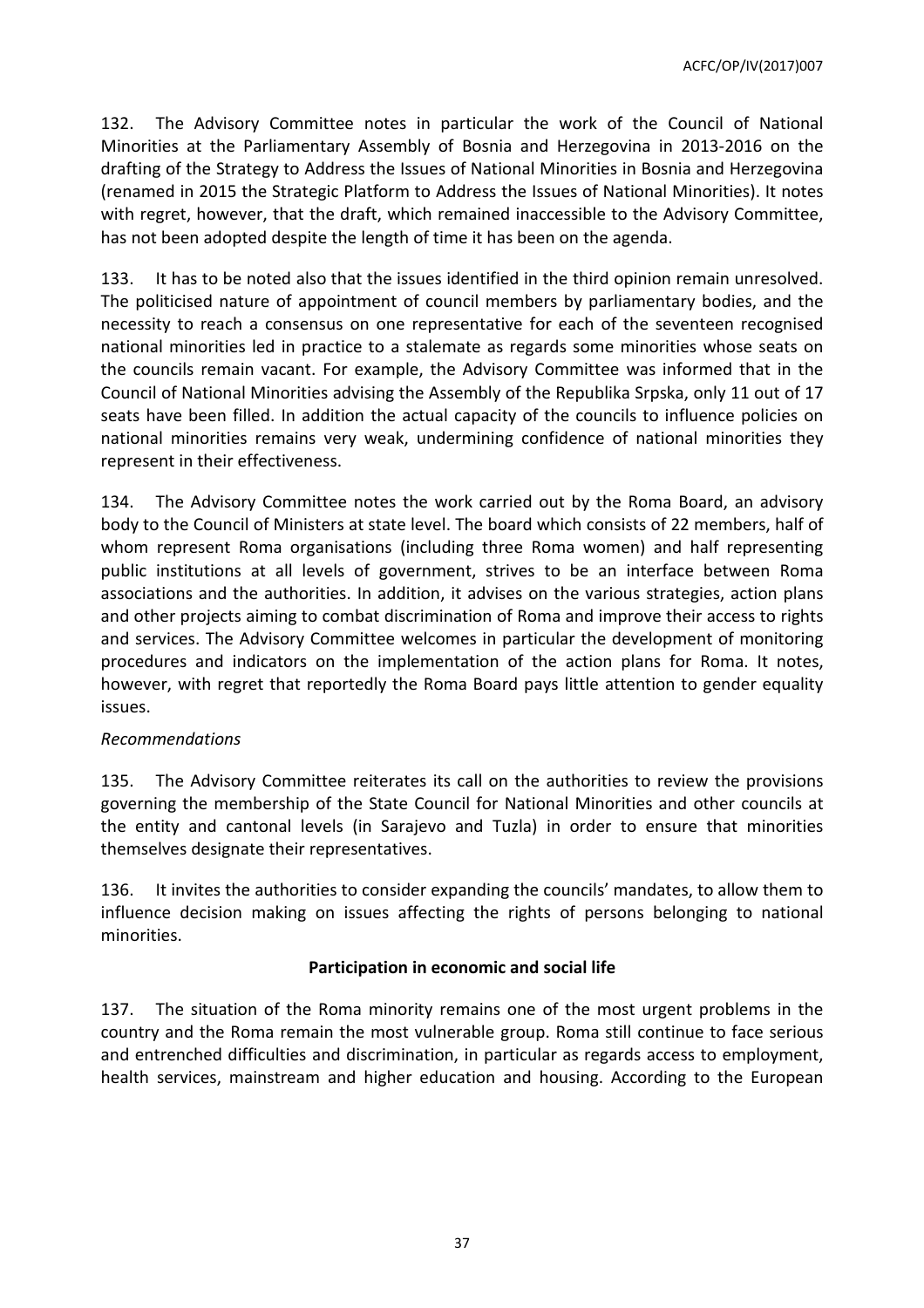132. The Advisory Committee notes in particular the work of the Council of National Minorities at the Parliamentary Assembly of Bosnia and Herzegovina in 2013-2016 on the drafting of the Strategy to Address the Issues of National Minorities in Bosnia and Herzegovina (renamed in 2015 the Strategic Platform to Address the Issues of National Minorities). It notes with regret, however, that the draft, which remained inaccessible to the Advisory Committee, has not been adopted despite the length of time it has been on the agenda.

133. It has to be noted also that the issues identified in the third opinion remain unresolved. The politicised nature of appointment of council members by parliamentary bodies, and the necessity to reach a consensus on one representative for each of the seventeen recognised national minorities led in practice to a stalemate as regards some minorities whose seats on the councils remain vacant. For example, the Advisory Committee was informed that in the Council of National Minorities advising the Assembly of the Republika Srpska, only 11 out of 17 seats have been filled. In addition the actual capacity of the councils to influence policies on national minorities remains very weak, undermining confidence of national minorities they represent in their effectiveness.

134. The Advisory Committee notes the work carried out by the Roma Board, an advisory body to the Council of Ministers at state level. The board which consists of 22 members, half of whom represent Roma organisations (including three Roma women) and half representing public institutions at all levels of government, strives to be an interface between Roma associations and the authorities. In addition, it advises on the various strategies, action plans and other projects aiming to combat discrimination of Roma and improve their access to rights and services. The Advisory Committee welcomes in particular the development of monitoring procedures and indicators on the implementation of the action plans for Roma. It notes, however, with regret that reportedly the Roma Board pays little attention to gender equality issues.

*Recommendations*

135. The Advisory Committee reiterates its call on the authorities to review the provisions governing the membership of the State Council for National Minorities and other councils at the entity and cantonal levels (in Sarajevo and Tuzla) in order to ensure that minorities themselves designate their representatives.

136. It invites the authorities to consider expanding the councils' mandates, to allow them to influence decision making on issues affecting the rights of persons belonging to national minorities.

**Participation in economic and social life**

137. The situation of the Roma minority remains one of the most urgent problems in the country and the Roma remain the most vulnerable group. Roma still continue to face serious and entrenched difficulties and discrimination, in particular as regards access to employment, health services, mainstream and higher education and housing. According to the European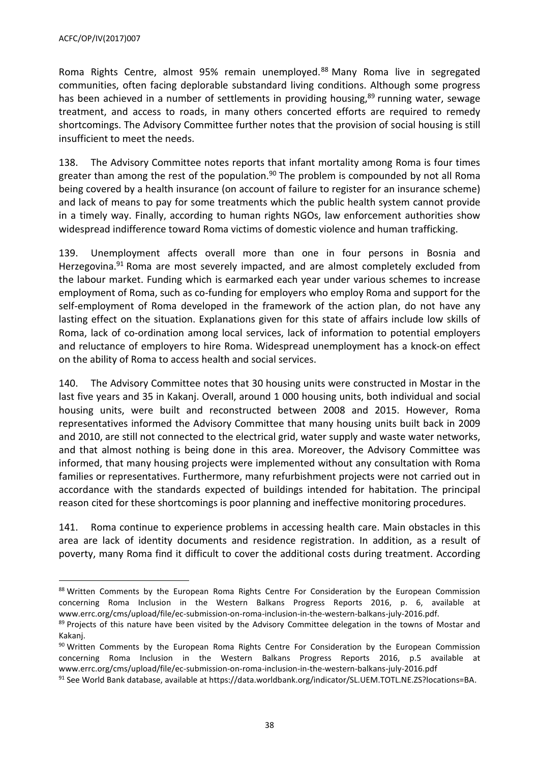Roma Rights Centre, almost 95% remain unemployed.[88] Many Roma live in segregated communities, often facing deplorable substandard living conditions. Although some progress has been achieved in a number of settlements in providing housing,[89] running water, sewage treatment, and access to roads, in many others concerted efforts are required to remedy shortcomings. The Advisory Committee further notes that the provision of social housing is still insufficient to meet the needs.

138. The Advisory Committee notes reports that infant mortality among Roma is four times greater than among the rest of the population.[90] The problem is compounded by not all Roma being covered by a health insurance (on account of failure to register for an insurance scheme) and lack of means to pay for some treatments which the public health system cannot provide in a timely way. Finally, according to human rights NGOs, law enforcement authorities show widespread indifference toward Roma victims of domestic violence and human trafficking.

139. Unemployment affects overall more than one in four persons in Bosnia and Herzegovina.[91] Roma are most severely impacted, and are almost completely excluded from the labour market. Funding which is earmarked each year under various schemes to increase employment of Roma, such as co-funding for employers who employ Roma and support for the self-employment of Roma developed in the framework of the action plan, do not have any lasting effect on the situation. Explanations given for this state of affairs include low skills of Roma, lack of co-ordination among local services, lack of information to potential employers and reluctance of employers to hire Roma. Widespread unemployment has a knock-on effect on the ability of Roma to access health and social services.

140. The Advisory Committee notes that 30 housing units were constructed in Mostar in the last five years and 35 in Kakanj. Overall, around 1 000 housing units, both individual and social housing units, were built and reconstructed between 2008 and 2015. However, Roma representatives informed the Advisory Committee that many housing units built back in 2009 and 2010, are still not connected to the electrical grid, water supply and waste water networks, and that almost nothing is being done in this area. Moreover, the Advisory Committee was informed, that many housing projects were implemented without any consultation with Roma families or representatives. Furthermore, many refurbishment projects were not carried out in accordance with the standards expected of buildings intended for habitation. The principal reason cited for these shortcomings is poor planning and ineffective monitoring procedures.

141. Roma continue to experience problems in accessing health care. Main obstacles in this area are lack of identity documents and residence registration. In addition, as a result of poverty, many Roma find it difficult to cover the additional costs during treatment. According

---

[88] Written Comments by the European Roma Rights Centre For Consideration by the European Commission concerning Roma Inclusion in the Western Balkans Progress Reports 2016, p. 6, available at www.errc.org/cms/upload/file/ec-submission-on-roma-inclusion-in-the-western-balkans-july-2016.pdf.

[89] Projects of this nature have been visited by the Advisory Committee delegation in the towns of Mostar and Kakanj.

[90] Written Comments by the European Roma Rights Centre For Consideration by the European Commission concerning Roma Inclusion in the Western Balkans Progress Reports 2016, p.5 available at www.errc.org/cms/upload/file/ec-submission-on-roma-inclusion-in-the-western-balkans-july-2016.pdf

[91] See World Bank database, available at https://data.worldbank.org/indicator/SL.UEM.TOTL.NE.ZS?locations=BA.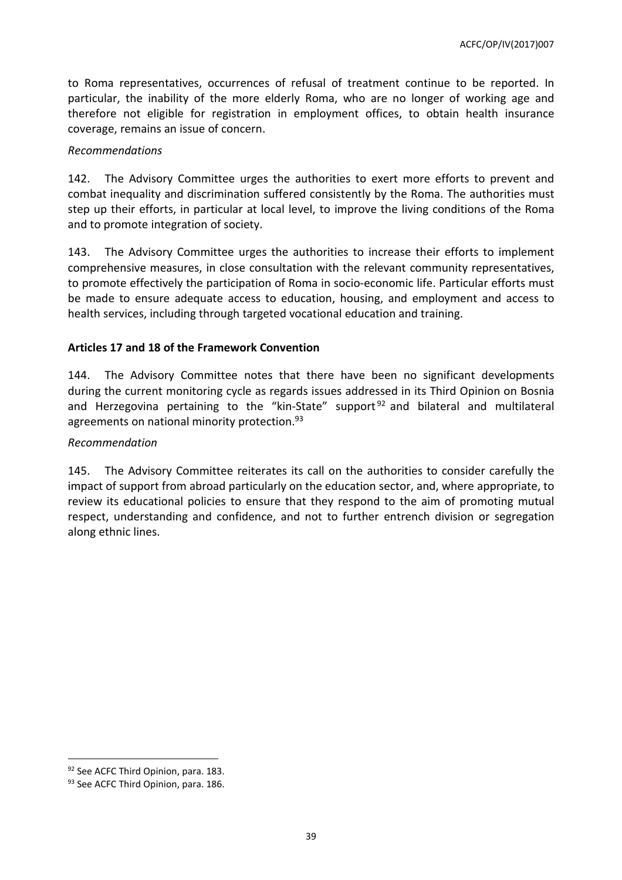to Roma representatives, occurrences of refusal of treatment continue to be reported. In particular, the inability of the more elderly Roma, who are no longer of working age and therefore not eligible for registration in employment offices, to obtain health insurance coverage, remains an issue of concern.

*Recommendations*

142. The Advisory Committee urges the authorities to exert more efforts to prevent and combat inequality and discrimination suffered consistently by the Roma. The authorities must step up their efforts, in particular at local level, to improve the living conditions of the Roma and to promote integration of society.

143. The Advisory Committee urges the authorities to increase their efforts to implement comprehensive measures, in close consultation with the relevant community representatives, to promote effectively the participation of Roma in socio-economic life. Particular efforts must be made to ensure adequate access to education, housing, and employment and access to health services, including through targeted vocational education and training.

**Articles 17 and 18 of the Framework Convention**

144. The Advisory Committee notes that there have been no significant developments during the current monitoring cycle as regards issues addressed in its Third Opinion on Bosnia and Herzegovina pertaining to the "kin-State" support[92] and bilateral and multilateral agreements on national minority protection.[93]

*Recommendation*

145. The Advisory Committee reiterates its call on the authorities to consider carefully the impact of support from abroad particularly on the education sector, and, where appropriate, to review its educational policies to ensure that they respond to the aim of promoting mutual respect, understanding and confidence, and not to further entrench division or segregation along ethnic lines.

---

[92] See ACFC Third Opinion, para. 183.

[93] See ACFC Third Opinion, para. 186.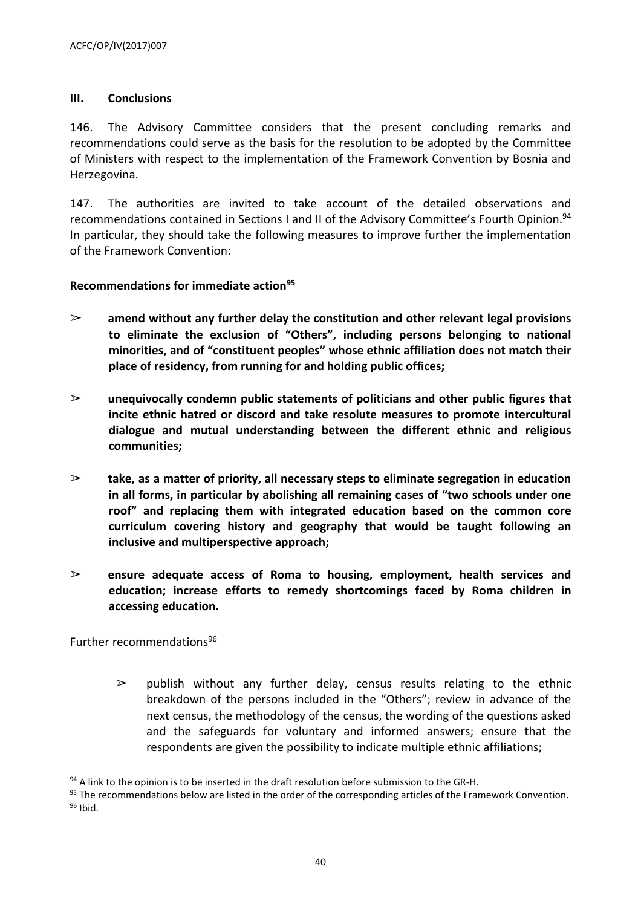## III. Conclusions

146. The Advisory Committee considers that the present concluding remarks and recommendations could serve as the basis for the resolution to be adopted by the Committee of Ministers with respect to the implementation of the Framework Convention by Bosnia and Herzegovina.

147. The authorities are invited to take account of the detailed observations and recommendations contained in Sections I and II of the Advisory Committee's Fourth Opinion.[94] In particular, they should take the following measures to improve further the implementation of the Framework Convention:

**Recommendations for immediate action[95]**

- ➢ **amend without any further delay the constitution and other relevant legal provisions to eliminate the exclusion of "Others", including persons belonging to national minorities, and of "constituent peoples" whose ethnic affiliation does not match their place of residency, from running for and holding public offices;**

- ➢ **unequivocally condemn public statements of politicians and other public figures that incite ethnic hatred or discord and take resolute measures to promote intercultural dialogue and mutual understanding between the different ethnic and religious communities;**

- ➢ **take, as a matter of priority, all necessary steps to eliminate segregation in education in all forms, in particular by abolishing all remaining cases of "two schools under one roof" and replacing them with integrated education based on the common core curriculum covering history and geography that would be taught following an inclusive and multiperspective approach;**

- ➢ **ensure adequate access of Roma to housing, employment, health services and education; increase efforts to remedy shortcomings faced by Roma children in accessing education.**

Further recommendations[96]

- ➢ publish without any further delay, census results relating to the ethnic breakdown of the persons included in the "Others"; review in advance of the next census, the methodology of the census, the wording of the questions asked and the safeguards for voluntary and informed answers; ensure that the respondents are given the possibility to indicate multiple ethnic affiliations;

---

[94] A link to the opinion is to be inserted in the draft resolution before submission to the GR-H.

[95] The recommendations below are listed in the order of the corresponding articles of the Framework Convention.

[96] Ibid.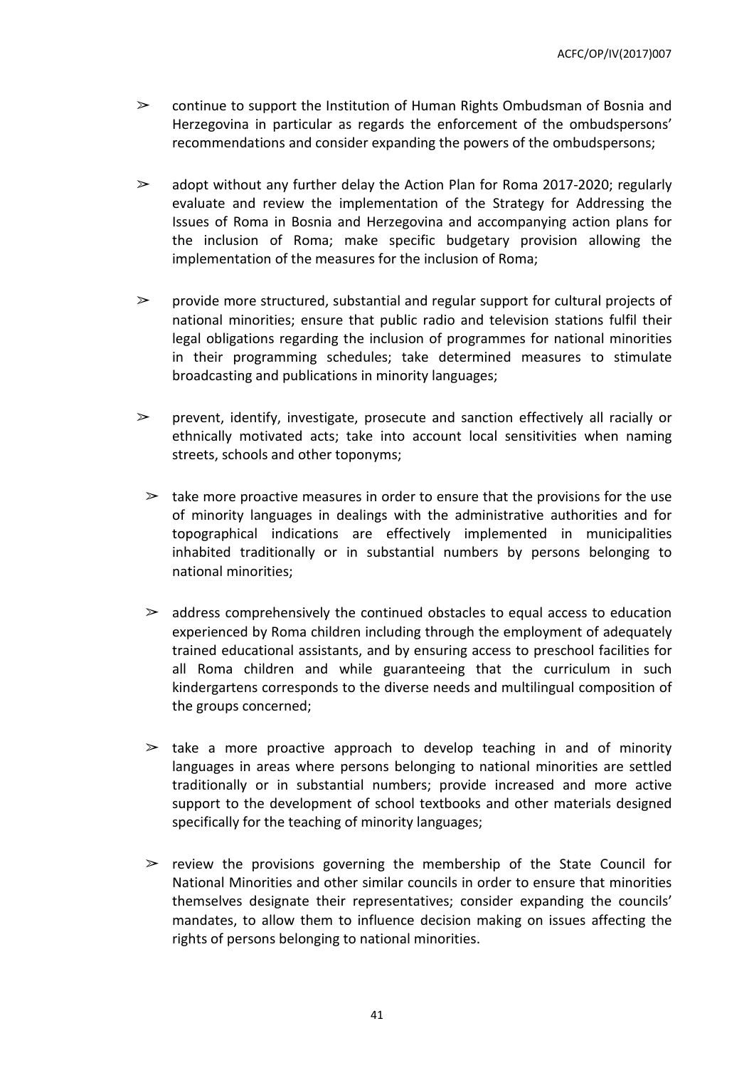- continue to support the Institution of Human Rights Ombudsman of Bosnia and Herzegovina in particular as regards the enforcement of the ombudspersons' recommendations and consider expanding the powers of the ombudspersons;

- adopt without any further delay the Action Plan for Roma 2017-2020; regularly evaluate and review the implementation of the Strategy for Addressing the Issues of Roma in Bosnia and Herzegovina and accompanying action plans for the inclusion of Roma; make specific budgetary provision allowing the implementation of the measures for the inclusion of Roma;

- provide more structured, substantial and regular support for cultural projects of national minorities; ensure that public radio and television stations fulfil their legal obligations regarding the inclusion of programmes for national minorities in their programming schedules; take determined measures to stimulate broadcasting and publications in minority languages;

- prevent, identify, investigate, prosecute and sanction effectively all racially or ethnically motivated acts; take into account local sensitivities when naming streets, schools and other toponyms;

- take more proactive measures in order to ensure that the provisions for the use of minority languages in dealings with the administrative authorities and for topographical indications are effectively implemented in municipalities inhabited traditionally or in substantial numbers by persons belonging to national minorities;

- address comprehensively the continued obstacles to equal access to education experienced by Roma children including through the employment of adequately trained educational assistants, and by ensuring access to preschool facilities for all Roma children and while guaranteeing that the curriculum in such kindergartens corresponds to the diverse needs and multilingual composition of the groups concerned;

- take a more proactive approach to develop teaching in and of minority languages in areas where persons belonging to national minorities are settled traditionally or in substantial numbers; provide increased and more active support to the development of school textbooks and other materials designed specifically for the teaching of minority languages;

- review the provisions governing the membership of the State Council for National Minorities and other similar councils in order to ensure that minorities themselves designate their representatives; consider expanding the councils' mandates, to allow them to influence decision making on issues affecting the rights of persons belonging to national minorities.